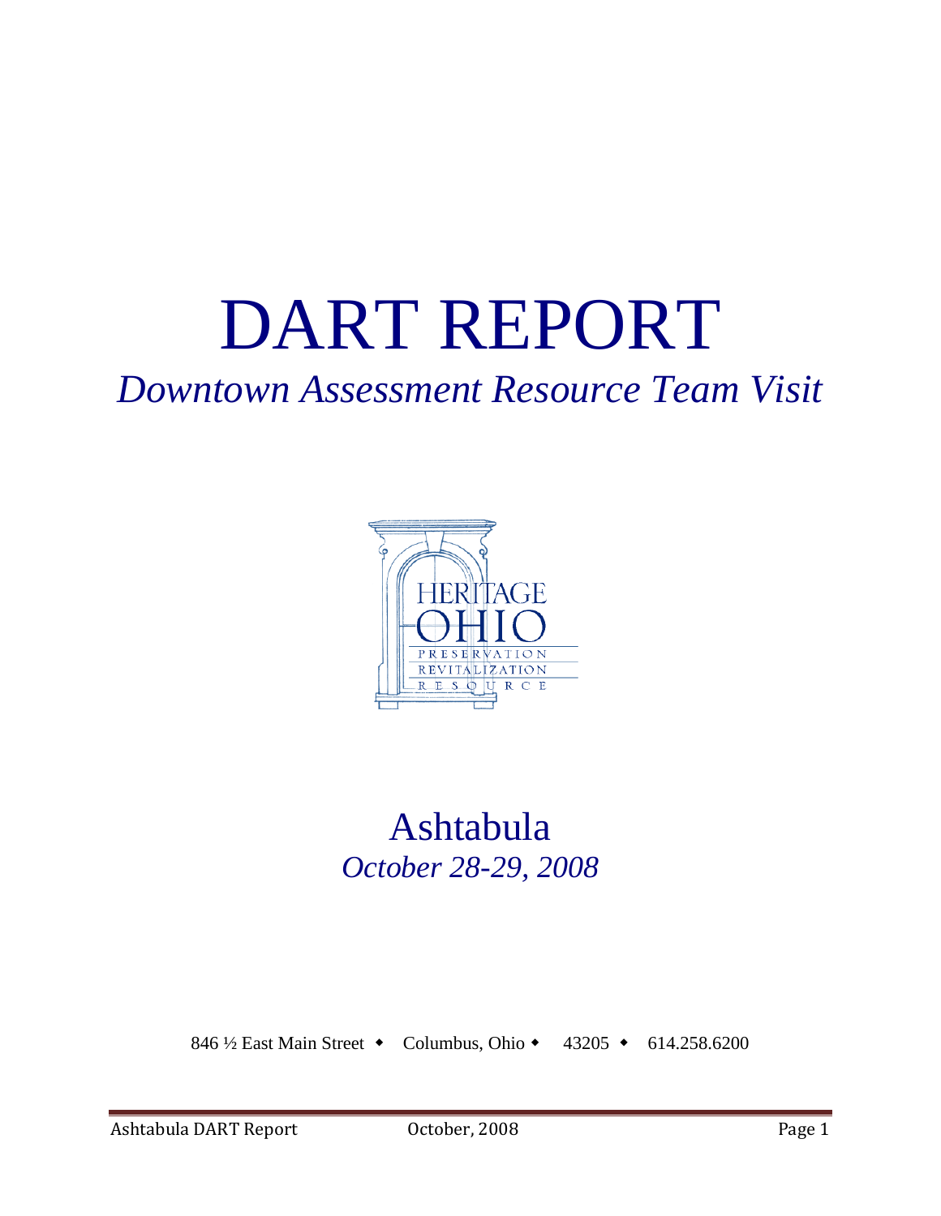# DART REPORT

## *Downtown Assessment Resource Team Visit*

HERITAGE OHIO

PRESERVATION

REVITALIZATION

RESOURCE

# Ashtabula

*October 28-29, 2008*

846 ½ East Main Street ◆ Columbus, Ohio ◆ 43205 ◆ 614.258.6200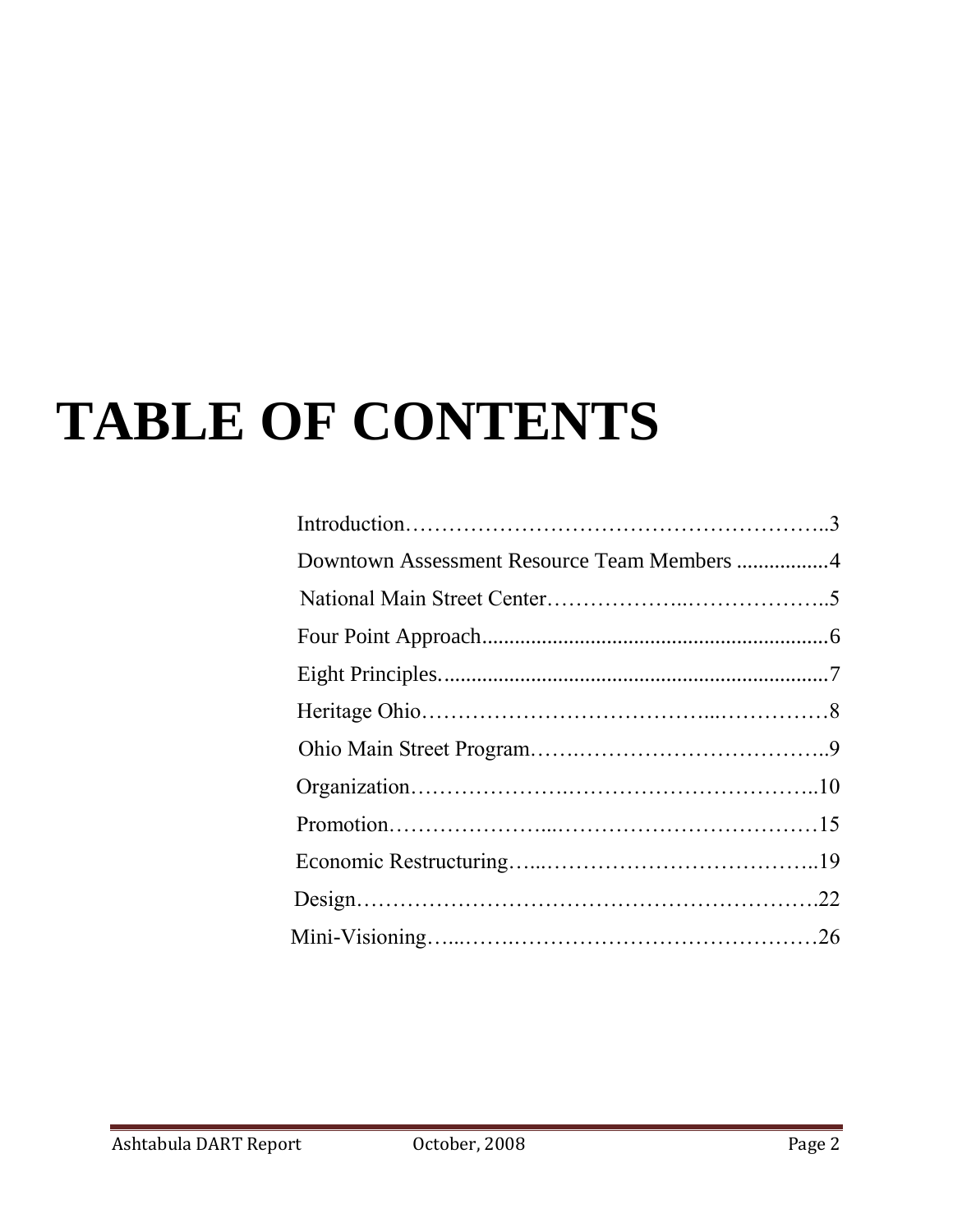# TABLE OF CONTENTS

Introduction…………………………………………………..3

Downtown Assessment Resource Team Members .................4

National Main Street Center………………..………………..5

Four Point Approach...............................................................6

Eight Principles.......................................................................7

Heritage Ohio………………………………...……………8

Ohio Main Street Program…….……………………………..9

Organization………………….……………………………..10

Promotion…………………...………………………………15

Economic Restructuring…...………………………………..19

Design……………………………………………………….22

Mini-Visioning…...…….……………………………………26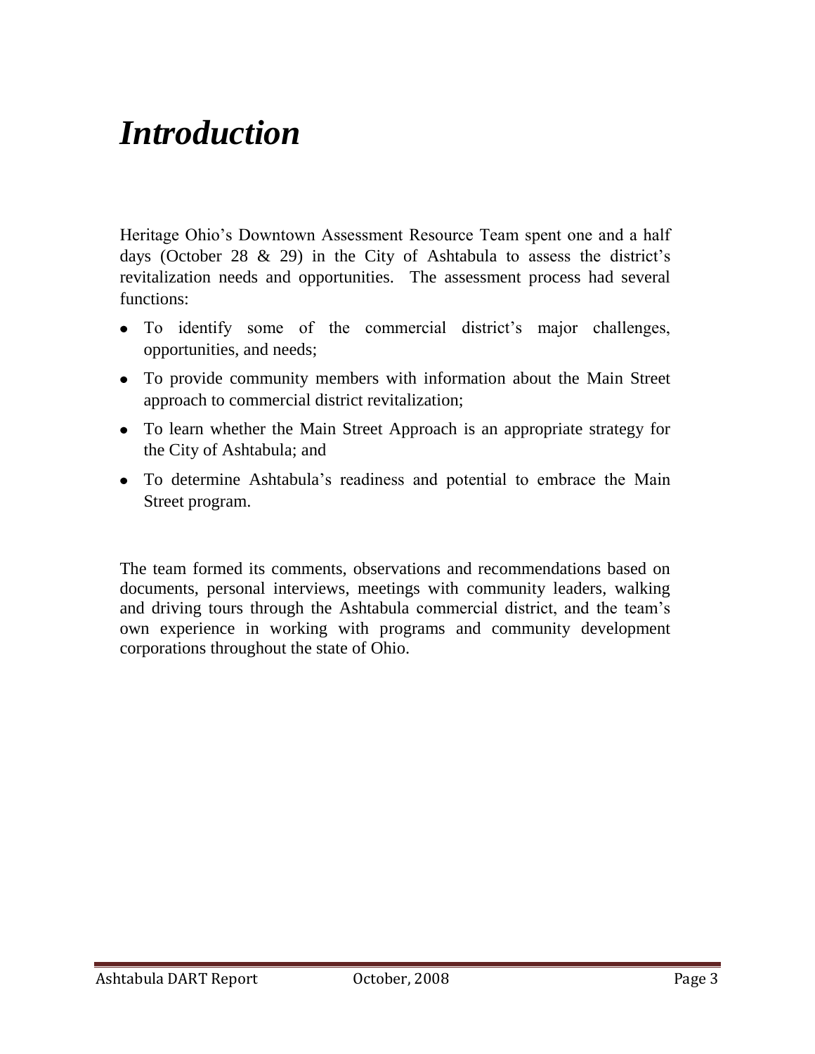# *Introduction*

Heritage Ohio's Downtown Assessment Resource Team spent one and a half days (October 28 & 29) in the City of Ashtabula to assess the district's revitalization needs and opportunities. The assessment process had several functions:

- To identify some of the commercial district's major challenges, opportunities, and needs;
- To provide community members with information about the Main Street approach to commercial district revitalization;
- To learn whether the Main Street Approach is an appropriate strategy for the City of Ashtabula; and
- To determine Ashtabula's readiness and potential to embrace the Main Street program.

The team formed its comments, observations and recommendations based on documents, personal interviews, meetings with community leaders, walking and driving tours through the Ashtabula commercial district, and the team's own experience in working with programs and community development corporations throughout the state of Ohio.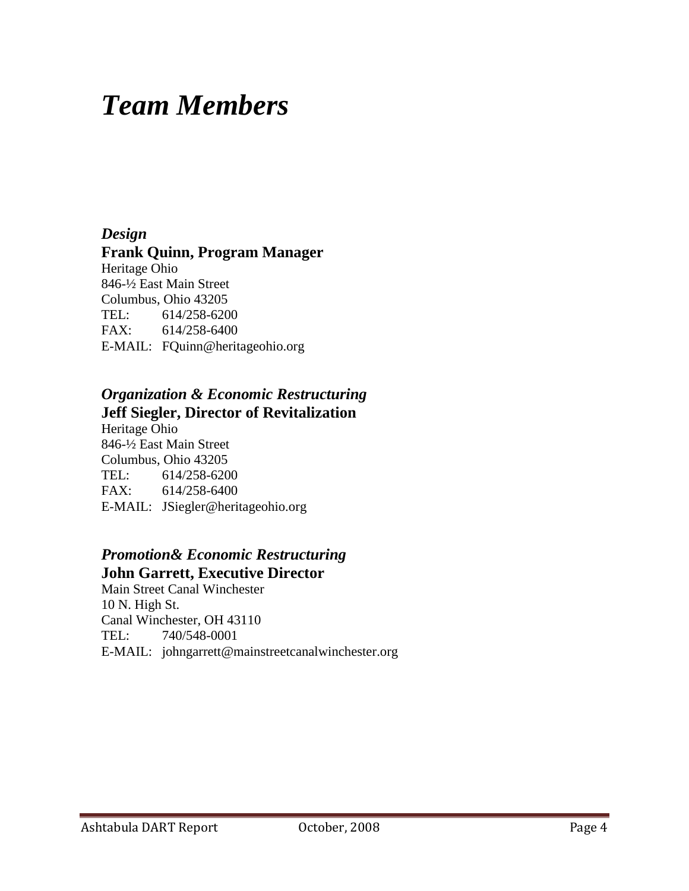# Team Members

### *Design*

**Frank Quinn, Program Manager**
Heritage Ohio
846-½ East Main Street
Columbus, Ohio 43205
TEL: 614/258-6200
FAX: 614/258-6400
E-MAIL: FQuinn@heritageohio.org

### *Organization & Economic Restructuring*

**Jeff Siegler, Director of Revitalization**
Heritage Ohio
846-½ East Main Street
Columbus, Ohio 43205
TEL: 614/258-6200
FAX: 614/258-6400
E-MAIL: JSiegler@heritageohio.org

### *Promotion& Economic Restructuring*

**John Garrett, Executive Director**
Main Street Canal Winchester
10 N. High St.
Canal Winchester, OH 43110
TEL: 740/548-0001
E-MAIL: johngarrett@mainstreetcanalwinchester.org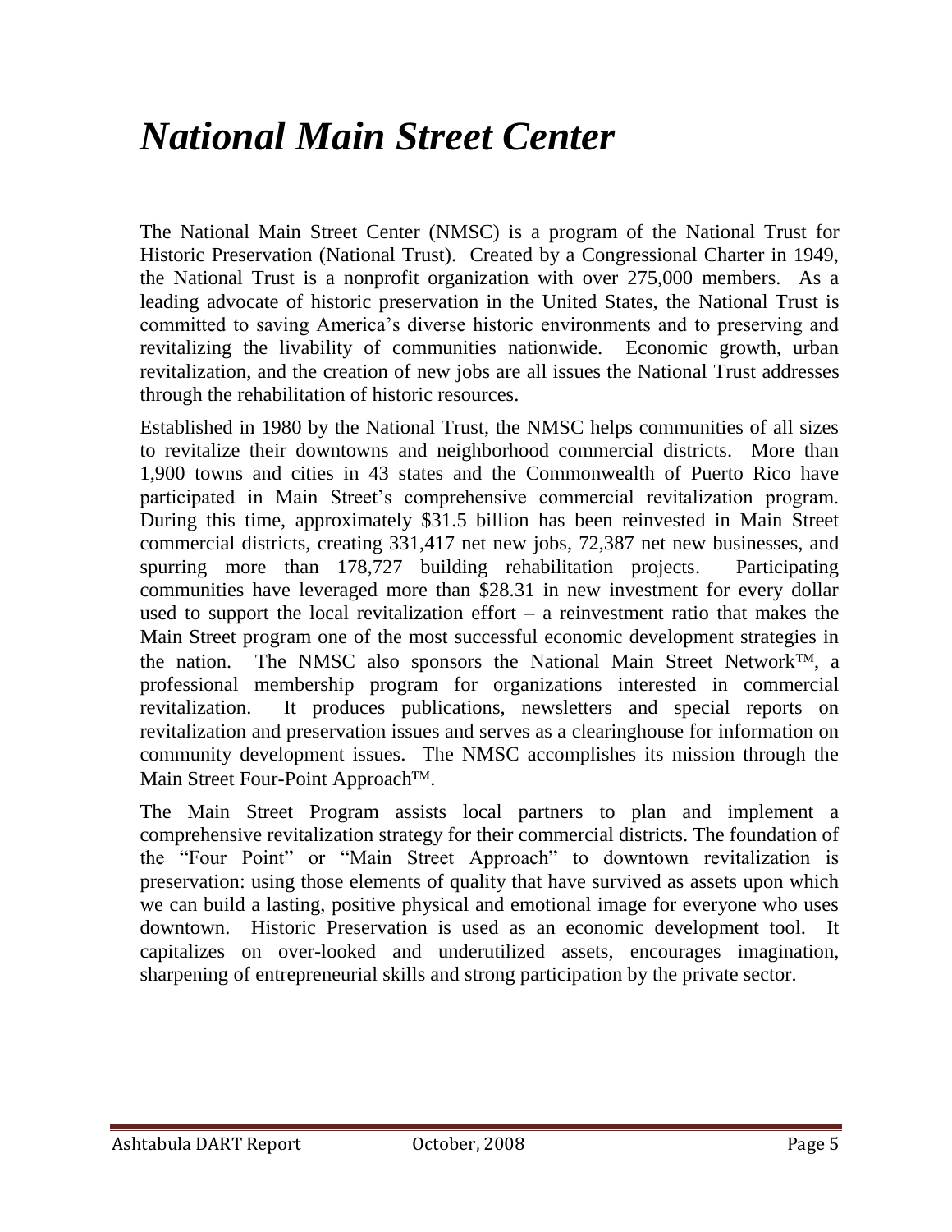# *National Main Street Center*

The National Main Street Center (NMSC) is a program of the National Trust for Historic Preservation (National Trust). Created by a Congressional Charter in 1949, the National Trust is a nonprofit organization with over 275,000 members. As a leading advocate of historic preservation in the United States, the National Trust is committed to saving America's diverse historic environments and to preserving and revitalizing the livability of communities nationwide. Economic growth, urban revitalization, and the creation of new jobs are all issues the National Trust addresses through the rehabilitation of historic resources.

Established in 1980 by the National Trust, the NMSC helps communities of all sizes to revitalize their downtowns and neighborhood commercial districts. More than 1,900 towns and cities in 43 states and the Commonwealth of Puerto Rico have participated in Main Street's comprehensive commercial revitalization program. During this time, approximately $31.5 billion has been reinvested in Main Street commercial districts, creating 331,417 net new jobs, 72,387 net new businesses, and spurring more than 178,727 building rehabilitation projects. Participating communities have leveraged more than $28.31 in new investment for every dollar used to support the local revitalization effort – a reinvestment ratio that makes the Main Street program one of the most successful economic development strategies in the nation. The NMSC also sponsors the National Main Street Network™, a professional membership program for organizations interested in commercial revitalization. It produces publications, newsletters and special reports on revitalization and preservation issues and serves as a clearinghouse for information on community development issues. The NMSC accomplishes its mission through the Main Street Four-Point Approach™.

The Main Street Program assists local partners to plan and implement a comprehensive revitalization strategy for their commercial districts. The foundation of the "Four Point" or "Main Street Approach" to downtown revitalization is preservation: using those elements of quality that have survived as assets upon which we can build a lasting, positive physical and emotional image for everyone who uses downtown. Historic Preservation is used as an economic development tool. It capitalizes on over-looked and underutilized assets, encourages imagination, sharpening of entrepreneurial skills and strong participation by the private sector.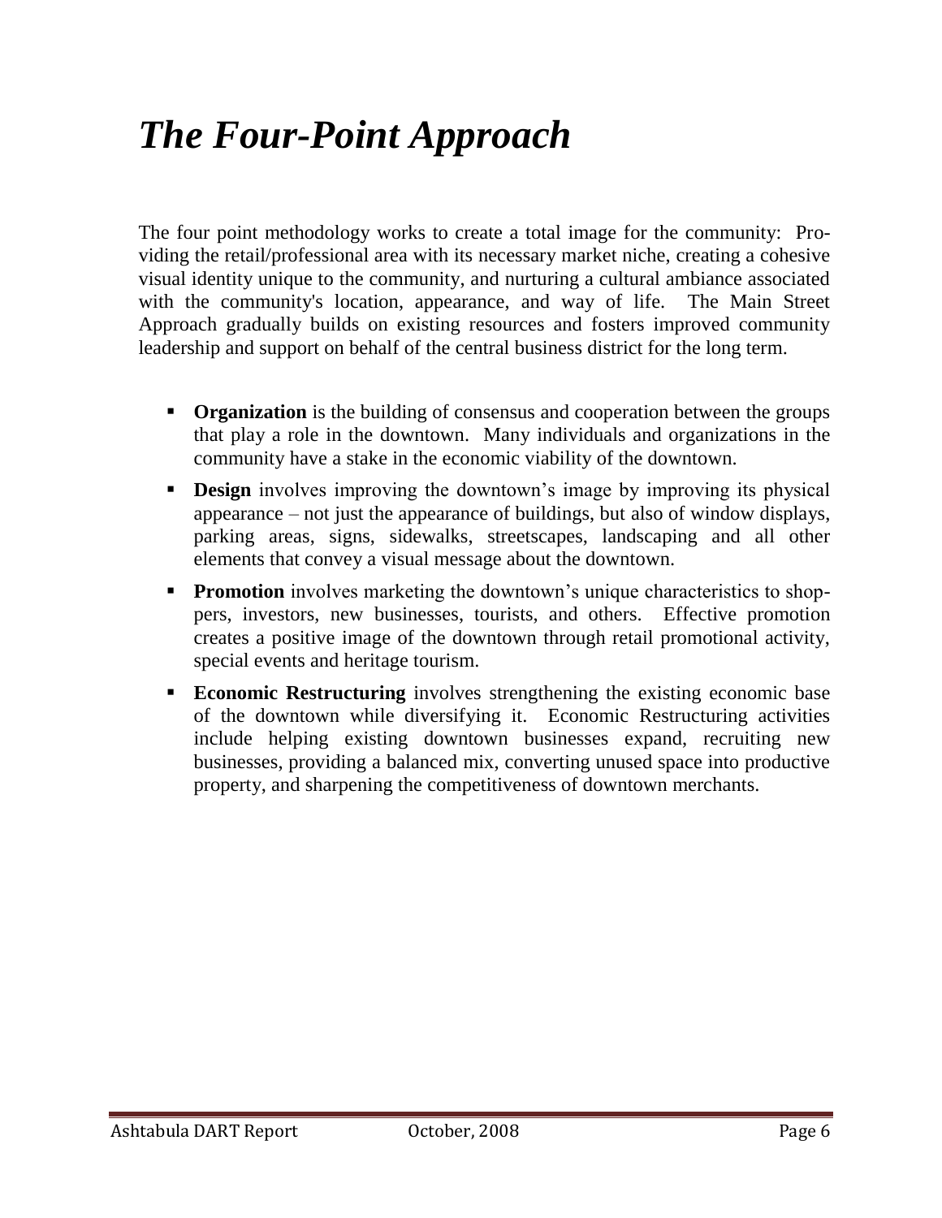# *The Four-Point Approach*

The four point methodology works to create a total image for the community: Providing the retail/professional area with its necessary market niche, creating a cohesive visual identity unique to the community, and nurturing a cultural ambiance associated with the community's location, appearance, and way of life. The Main Street Approach gradually builds on existing resources and fosters improved community leadership and support on behalf of the central business district for the long term.

- **Organization** is the building of consensus and cooperation between the groups that play a role in the downtown. Many individuals and organizations in the community have a stake in the economic viability of the downtown.
- **Design** involves improving the downtown's image by improving its physical appearance – not just the appearance of buildings, but also of window displays, parking areas, signs, sidewalks, streetscapes, landscaping and all other elements that convey a visual message about the downtown.
- **Promotion** involves marketing the downtown's unique characteristics to shoppers, investors, new businesses, tourists, and others. Effective promotion creates a positive image of the downtown through retail promotional activity, special events and heritage tourism.
- **Economic Restructuring** involves strengthening the existing economic base of the downtown while diversifying it. Economic Restructuring activities include helping existing downtown businesses expand, recruiting new businesses, providing a balanced mix, converting unused space into productive property, and sharpening the competitiveness of downtown merchants.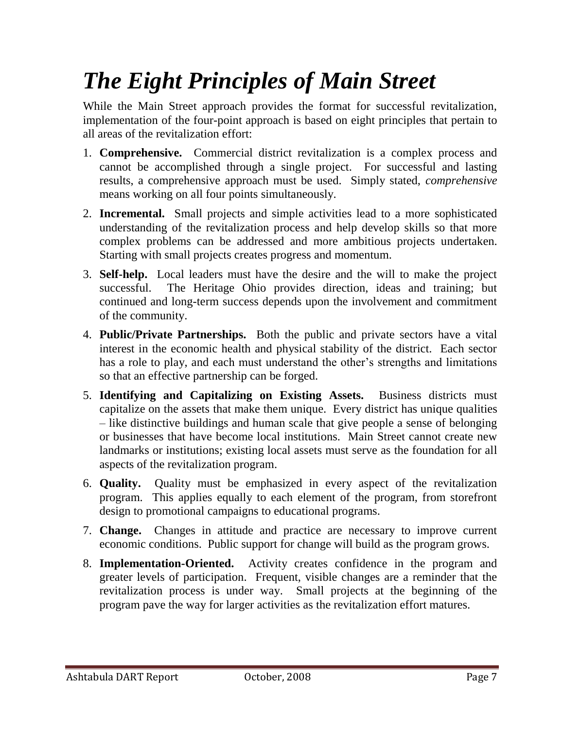# *The Eight Principles of Main Street*

While the Main Street approach provides the format for successful revitalization, implementation of the four-point approach is based on eight principles that pertain to all areas of the revitalization effort:

1. **Comprehensive.** Commercial district revitalization is a complex process and cannot be accomplished through a single project. For successful and lasting results, a comprehensive approach must be used. Simply stated, *comprehensive* means working on all four points simultaneously.
2. **Incremental.** Small projects and simple activities lead to a more sophisticated understanding of the revitalization process and help develop skills so that more complex problems can be addressed and more ambitious projects undertaken. Starting with small projects creates progress and momentum.
3. **Self-help.** Local leaders must have the desire and the will to make the project successful. The Heritage Ohio provides direction, ideas and training; but continued and long-term success depends upon the involvement and commitment of the community.
4. **Public/Private Partnerships.** Both the public and private sectors have a vital interest in the economic health and physical stability of the district. Each sector has a role to play, and each must understand the other's strengths and limitations so that an effective partnership can be forged.
5. **Identifying and Capitalizing on Existing Assets.** Business districts must capitalize on the assets that make them unique. Every district has unique qualities – like distinctive buildings and human scale that give people a sense of belonging or businesses that have become local institutions. Main Street cannot create new landmarks or institutions; existing local assets must serve as the foundation for all aspects of the revitalization program.
6. **Quality.** Quality must be emphasized in every aspect of the revitalization program. This applies equally to each element of the program, from storefront design to promotional campaigns to educational programs.
7. **Change.** Changes in attitude and practice are necessary to improve current economic conditions. Public support for change will build as the program grows.
8. **Implementation-Oriented.** Activity creates confidence in the program and greater levels of participation. Frequent, visible changes are a reminder that the revitalization process is under way. Small projects at the beginning of the program pave the way for larger activities as the revitalization effort matures.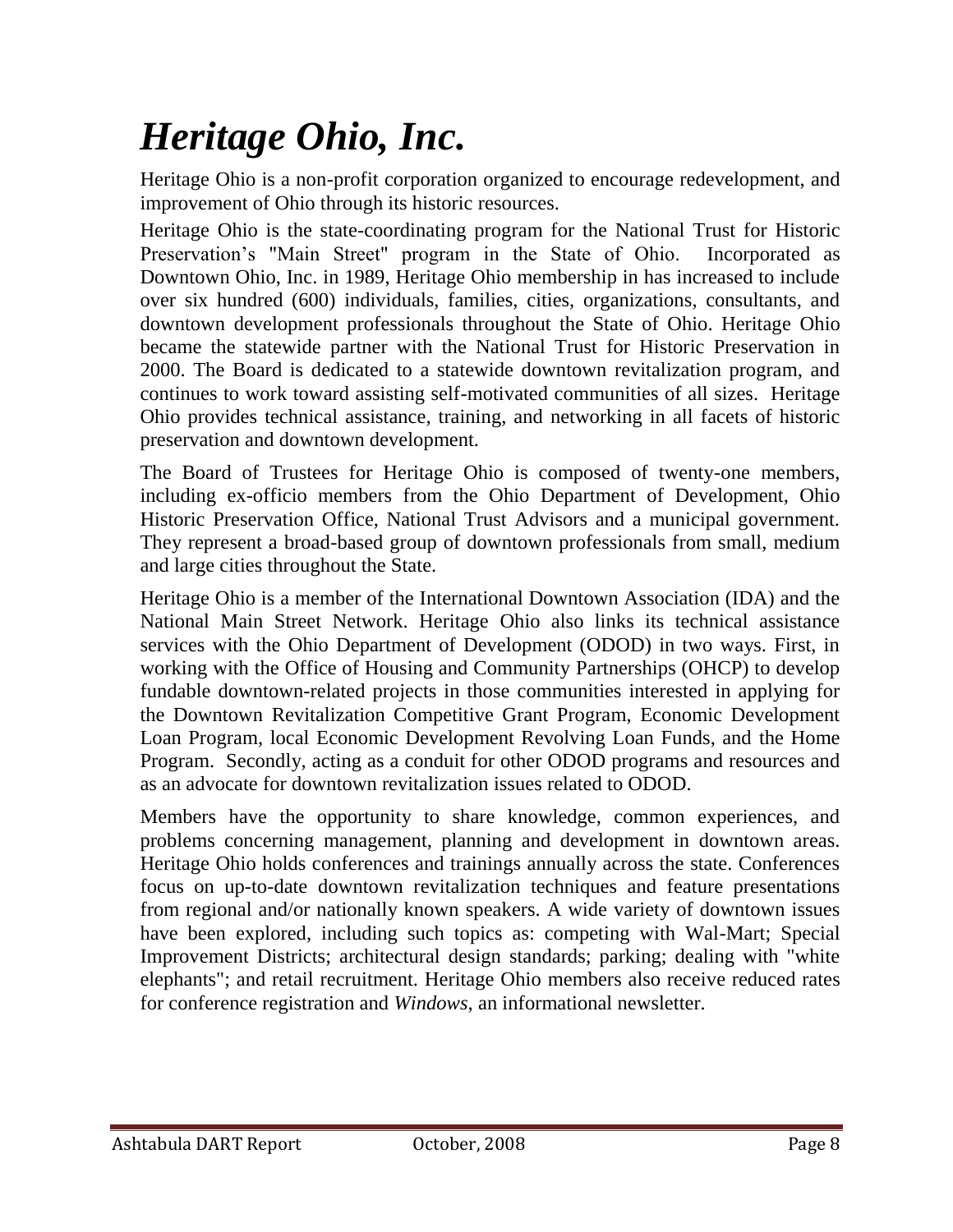# *Heritage Ohio, Inc.*

Heritage Ohio is a non-profit corporation organized to encourage redevelopment, and improvement of Ohio through its historic resources.

Heritage Ohio is the state-coordinating program for the National Trust for Historic Preservation's "Main Street" program in the State of Ohio. Incorporated as Downtown Ohio, Inc. in 1989, Heritage Ohio membership in has increased to include over six hundred (600) individuals, families, cities, organizations, consultants, and downtown development professionals throughout the State of Ohio. Heritage Ohio became the statewide partner with the National Trust for Historic Preservation in 2000. The Board is dedicated to a statewide downtown revitalization program, and continues to work toward assisting self-motivated communities of all sizes. Heritage Ohio provides technical assistance, training, and networking in all facets of historic preservation and downtown development.

The Board of Trustees for Heritage Ohio is composed of twenty-one members, including ex-officio members from the Ohio Department of Development, Ohio Historic Preservation Office, National Trust Advisors and a municipal government. They represent a broad-based group of downtown professionals from small, medium and large cities throughout the State.

Heritage Ohio is a member of the International Downtown Association (IDA) and the National Main Street Network. Heritage Ohio also links its technical assistance services with the Ohio Department of Development (ODOD) in two ways. First, in working with the Office of Housing and Community Partnerships (OHCP) to develop fundable downtown-related projects in those communities interested in applying for the Downtown Revitalization Competitive Grant Program, Economic Development Loan Program, local Economic Development Revolving Loan Funds, and the Home Program. Secondly, acting as a conduit for other ODOD programs and resources and as an advocate for downtown revitalization issues related to ODOD.

Members have the opportunity to share knowledge, common experiences, and problems concerning management, planning and development in downtown areas. Heritage Ohio holds conferences and trainings annually across the state. Conferences focus on up-to-date downtown revitalization techniques and feature presentations from regional and/or nationally known speakers. A wide variety of downtown issues have been explored, including such topics as: competing with Wal-Mart; Special Improvement Districts; architectural design standards; parking; dealing with "white elephants"; and retail recruitment. Heritage Ohio members also receive reduced rates for conference registration and *Windows*, an informational newsletter.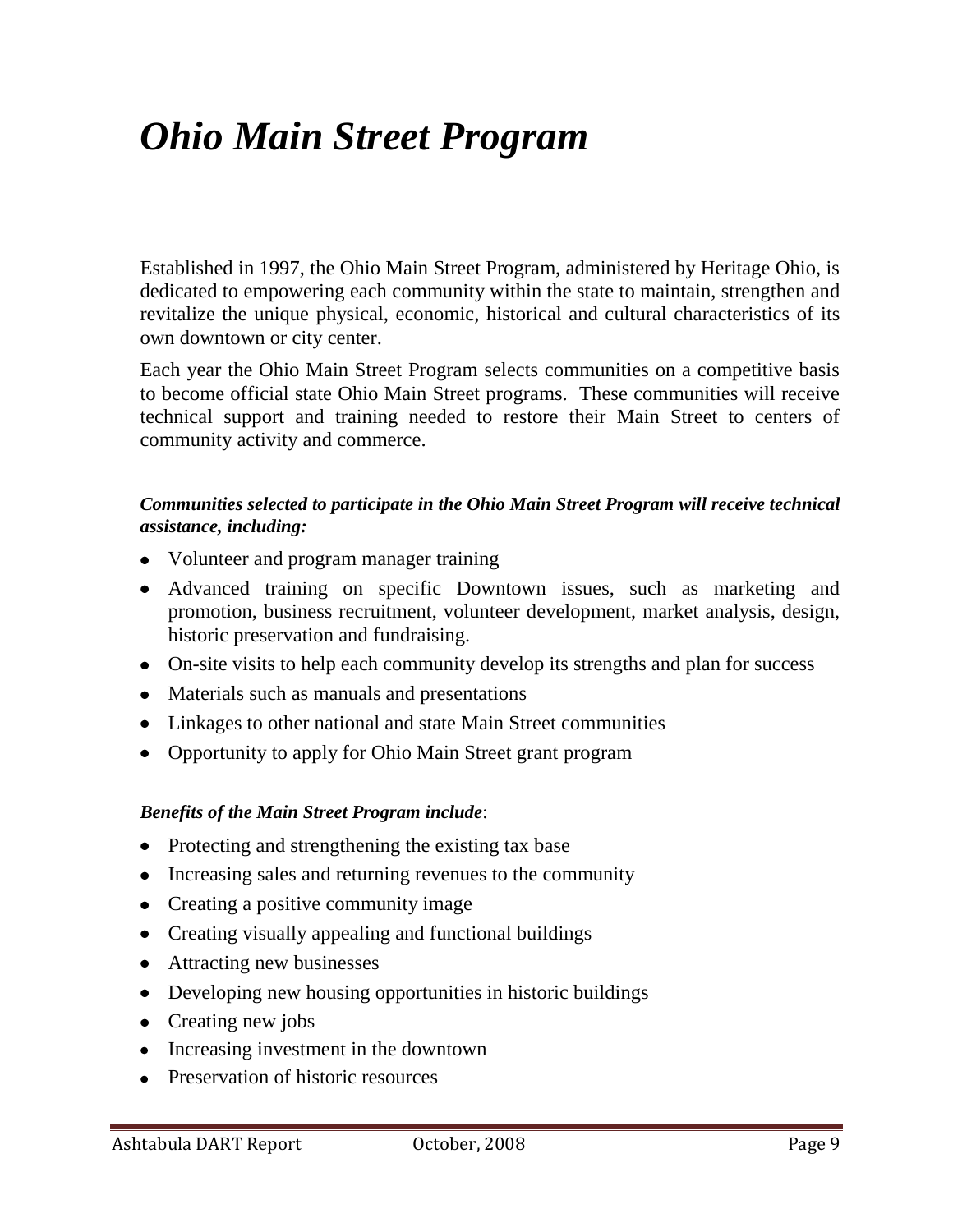# *Ohio Main Street Program*

Established in 1997, the Ohio Main Street Program, administered by Heritage Ohio, is dedicated to empowering each community within the state to maintain, strengthen and revitalize the unique physical, economic, historical and cultural characteristics of its own downtown or city center.

Each year the Ohio Main Street Program selects communities on a competitive basis to become official state Ohio Main Street programs. These communities will receive technical support and training needed to restore their Main Street to centers of community activity and commerce.

***Communities selected to participate in the Ohio Main Street Program will receive technical assistance, including:***

- Volunteer and program manager training
- Advanced training on specific Downtown issues, such as marketing and promotion, business recruitment, volunteer development, market analysis, design, historic preservation and fundraising.
- On-site visits to help each community develop its strengths and plan for success
- Materials such as manuals and presentations
- Linkages to other national and state Main Street communities
- Opportunity to apply for Ohio Main Street grant program

***Benefits of the Main Street Program include***:

- Protecting and strengthening the existing tax base
- Increasing sales and returning revenues to the community
- Creating a positive community image
- Creating visually appealing and functional buildings
- Attracting new businesses
- Developing new housing opportunities in historic buildings
- Creating new jobs
- Increasing investment in the downtown
- Preservation of historic resources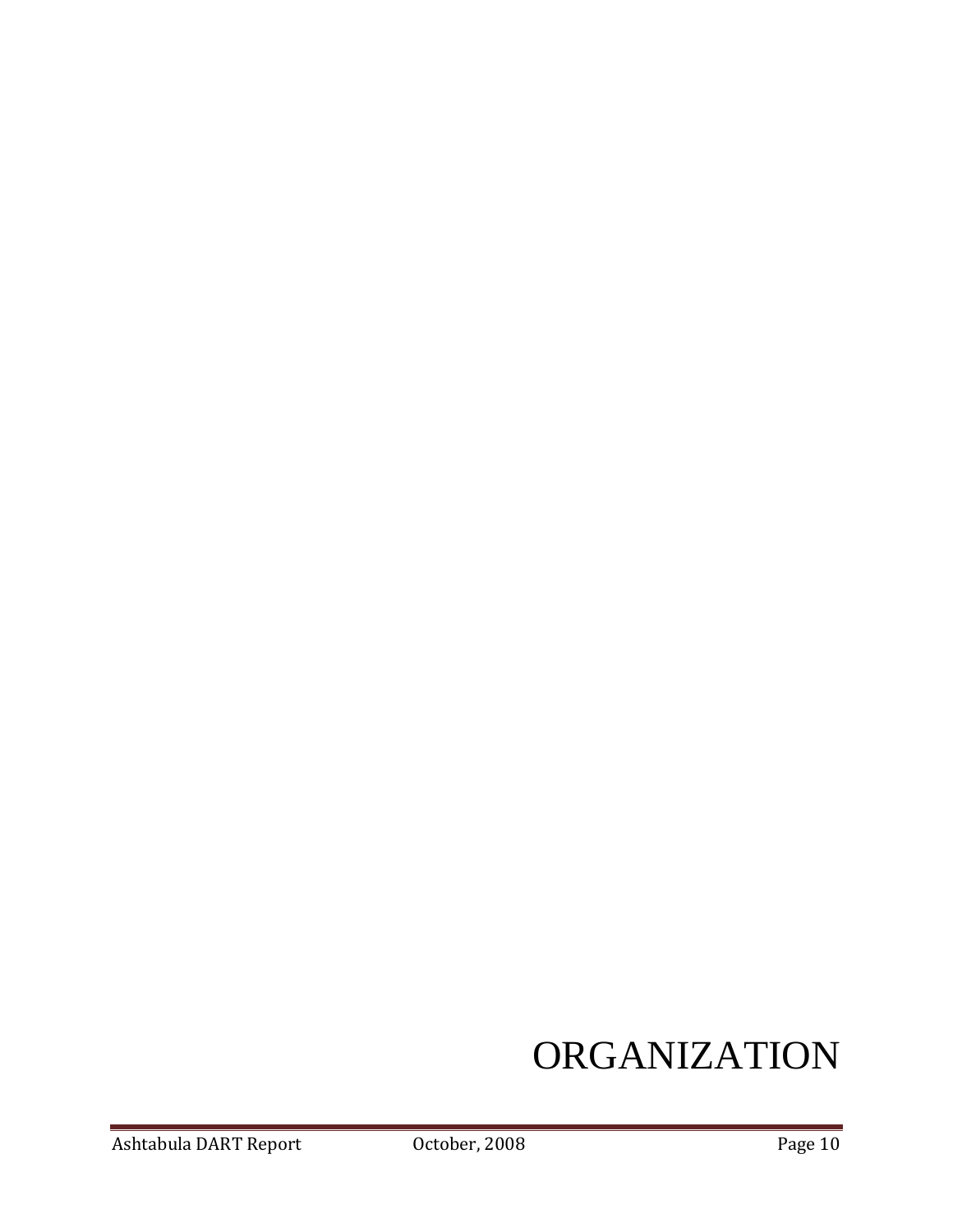# ORGANIZATION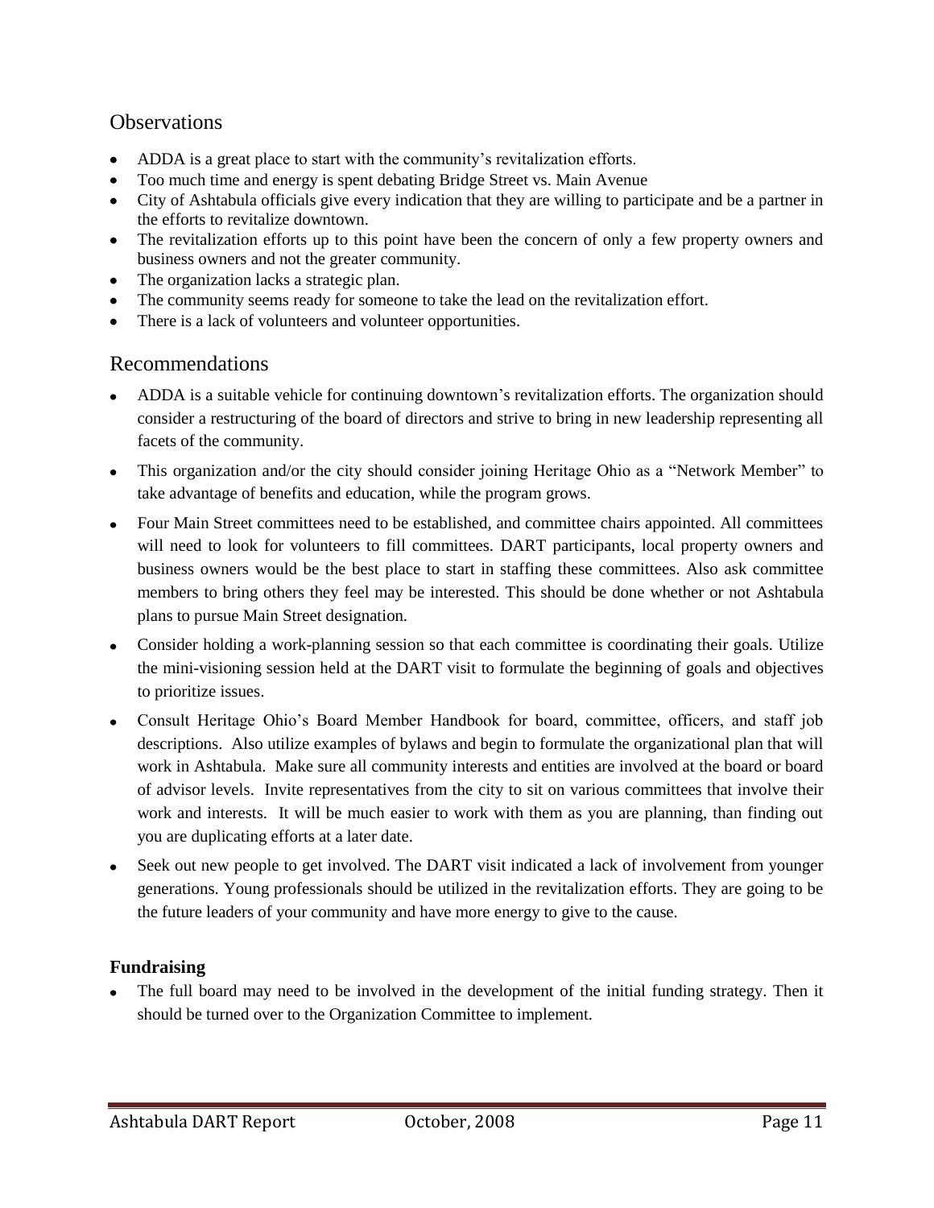## Observations

- ADDA is a great place to start with the community's revitalization efforts.
- Too much time and energy is spent debating Bridge Street vs. Main Avenue
- City of Ashtabula officials give every indication that they are willing to participate and be a partner in the efforts to revitalize downtown.
- The revitalization efforts up to this point have been the concern of only a few property owners and business owners and not the greater community.
- The organization lacks a strategic plan.
- The community seems ready for someone to take the lead on the revitalization effort.
- There is a lack of volunteers and volunteer opportunities.

## Recommendations

- ADDA is a suitable vehicle for continuing downtown's revitalization efforts. The organization should consider a restructuring of the board of directors and strive to bring in new leadership representing all facets of the community.
- This organization and/or the city should consider joining Heritage Ohio as a "Network Member" to take advantage of benefits and education, while the program grows.
- Four Main Street committees need to be established, and committee chairs appointed. All committees will need to look for volunteers to fill committees. DART participants, local property owners and business owners would be the best place to start in staffing these committees. Also ask committee members to bring others they feel may be interested. This should be done whether or not Ashtabula plans to pursue Main Street designation.
- Consider holding a work-planning session so that each committee is coordinating their goals. Utilize the mini-visioning session held at the DART visit to formulate the beginning of goals and objectives to prioritize issues.
- Consult Heritage Ohio's Board Member Handbook for board, committee, officers, and staff job descriptions. Also utilize examples of bylaws and begin to formulate the organizational plan that will work in Ashtabula. Make sure all community interests and entities are involved at the board or board of advisor levels. Invite representatives from the city to sit on various committees that involve their work and interests. It will be much easier to work with them as you are planning, than finding out you are duplicating efforts at a later date.
- Seek out new people to get involved. The DART visit indicated a lack of involvement from younger generations. Young professionals should be utilized in the revitalization efforts. They are going to be the future leaders of your community and have more energy to give to the cause.

### Fundraising

- The full board may need to be involved in the development of the initial funding strategy. Then it should be turned over to the Organization Committee to implement.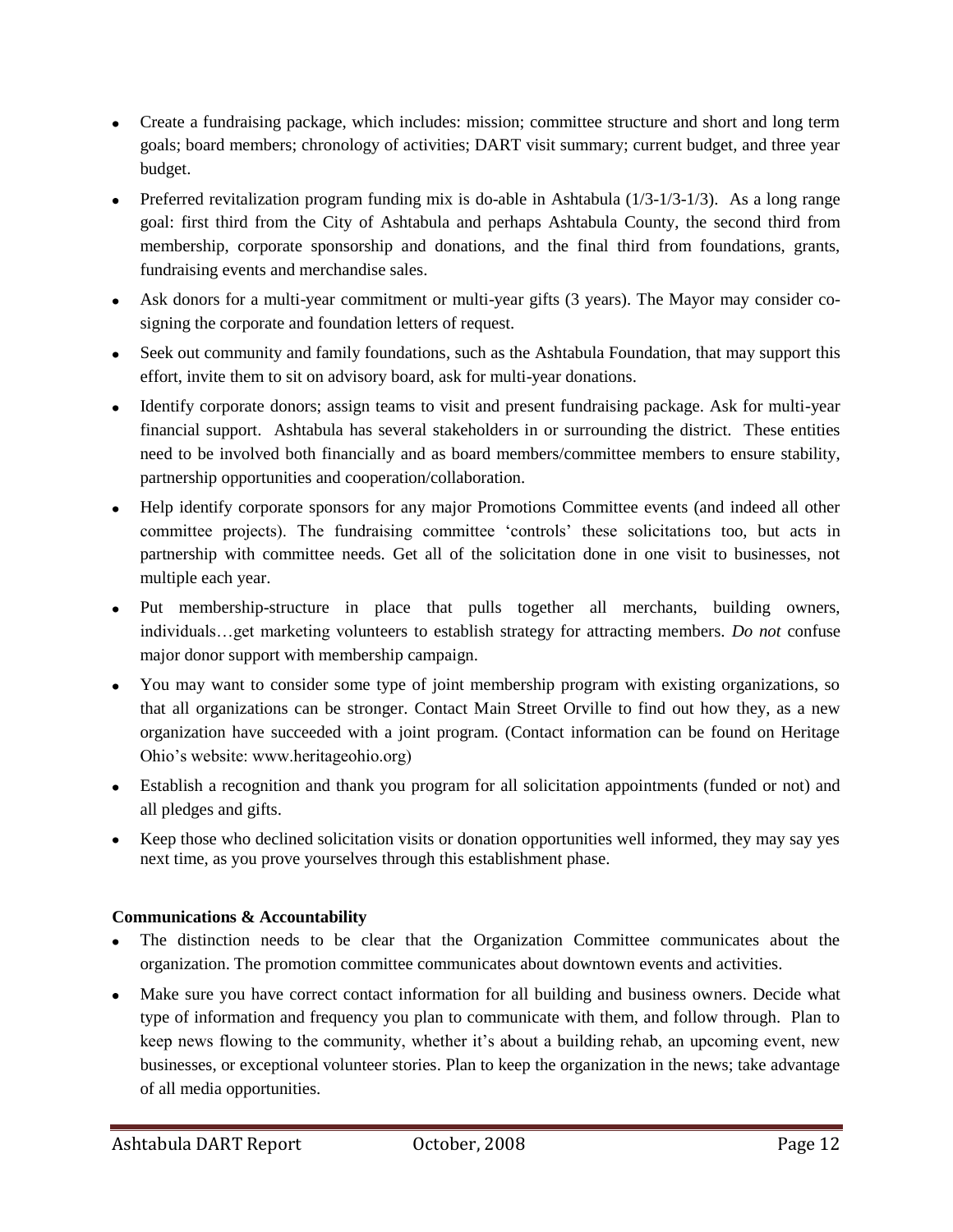- Create a fundraising package, which includes: mission; committee structure and short and long term goals; board members; chronology of activities; DART visit summary; current budget, and three year budget.
- Preferred revitalization program funding mix is do-able in Ashtabula (1/3-1/3-1/3). As a long range goal: first third from the City of Ashtabula and perhaps Ashtabula County, the second third from membership, corporate sponsorship and donations, and the final third from foundations, grants, fundraising events and merchandise sales.
- Ask donors for a multi-year commitment or multi-year gifts (3 years). The Mayor may consider co-signing the corporate and foundation letters of request.
- Seek out community and family foundations, such as the Ashtabula Foundation, that may support this effort, invite them to sit on advisory board, ask for multi-year donations.
- Identify corporate donors; assign teams to visit and present fundraising package. Ask for multi-year financial support. Ashtabula has several stakeholders in or surrounding the district. These entities need to be involved both financially and as board members/committee members to ensure stability, partnership opportunities and cooperation/collaboration.
- Help identify corporate sponsors for any major Promotions Committee events (and indeed all other committee projects). The fundraising committee 'controls' these solicitations too, but acts in partnership with committee needs. Get all of the solicitation done in one visit to businesses, not multiple each year.
- Put membership-structure in place that pulls together all merchants, building owners, individuals…get marketing volunteers to establish strategy for attracting members. *Do not* confuse major donor support with membership campaign.
- You may want to consider some type of joint membership program with existing organizations, so that all organizations can be stronger. Contact Main Street Orville to find out how they, as a new organization have succeeded with a joint program. (Contact information can be found on Heritage Ohio's website: www.heritageohio.org)
- Establish a recognition and thank you program for all solicitation appointments (funded or not) and all pledges and gifts.
- Keep those who declined solicitation visits or donation opportunities well informed, they may say yes next time, as you prove yourselves through this establishment phase.

**Communications & Accountability**

- The distinction needs to be clear that the Organization Committee communicates about the organization. The promotion committee communicates about downtown events and activities.
- Make sure you have correct contact information for all building and business owners. Decide what type of information and frequency you plan to communicate with them, and follow through. Plan to keep news flowing to the community, whether it's about a building rehab, an upcoming event, new businesses, or exceptional volunteer stories. Plan to keep the organization in the news; take advantage of all media opportunities.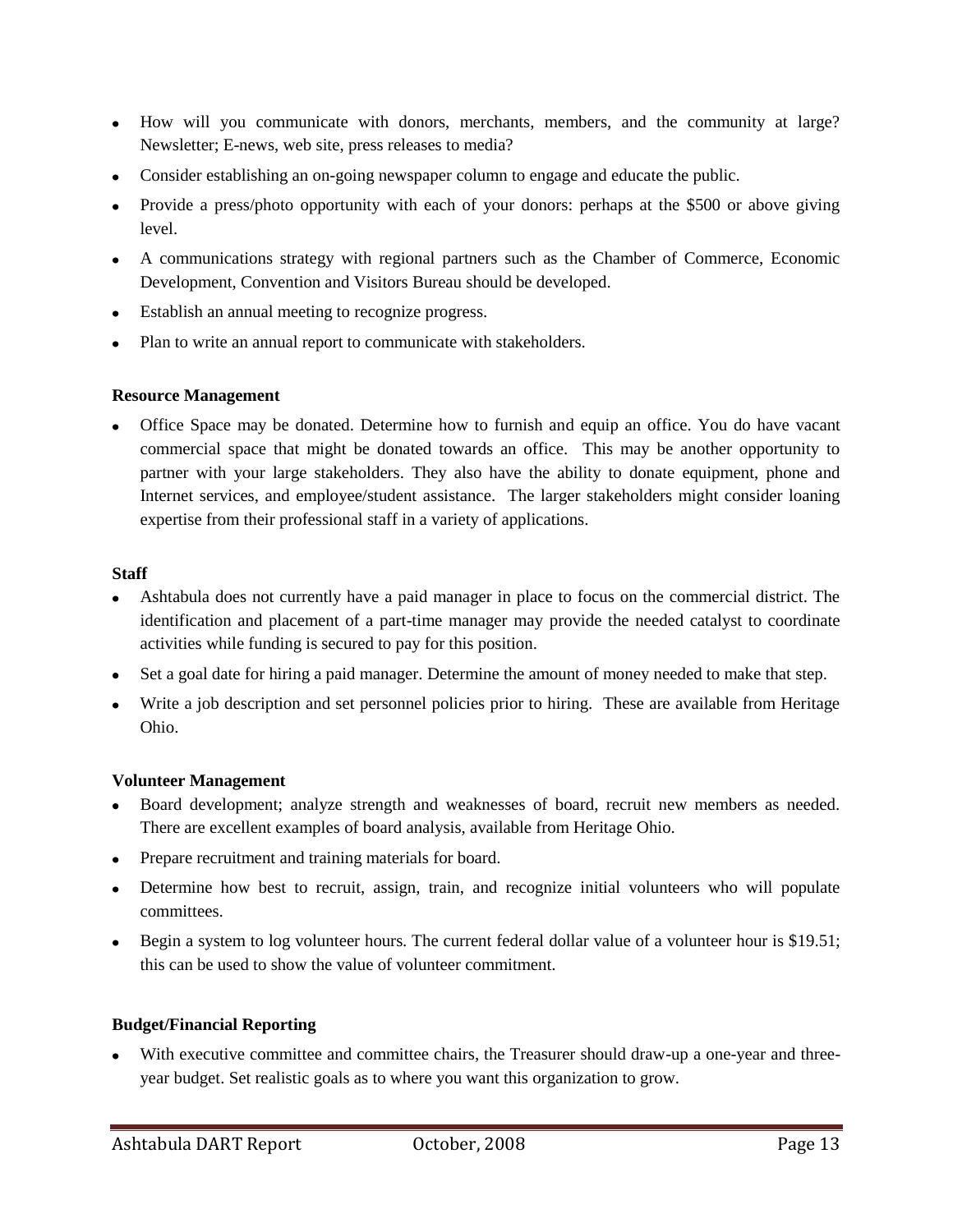- How will you communicate with donors, merchants, members, and the community at large? Newsletter; E-news, web site, press releases to media?
- Consider establishing an on-going newspaper column to engage and educate the public.
- Provide a press/photo opportunity with each of your donors: perhaps at the $500 or above giving level.
- A communications strategy with regional partners such as the Chamber of Commerce, Economic Development, Convention and Visitors Bureau should be developed.
- Establish an annual meeting to recognize progress.
- Plan to write an annual report to communicate with stakeholders.

**Resource Management**

- Office Space may be donated. Determine how to furnish and equip an office. You do have vacant commercial space that might be donated towards an office. This may be another opportunity to partner with your large stakeholders. They also have the ability to donate equipment, phone and Internet services, and employee/student assistance. The larger stakeholders might consider loaning expertise from their professional staff in a variety of applications.

**Staff**

- Ashtabula does not currently have a paid manager in place to focus on the commercial district. The identification and placement of a part-time manager may provide the needed catalyst to coordinate activities while funding is secured to pay for this position.
- Set a goal date for hiring a paid manager. Determine the amount of money needed to make that step.
- Write a job description and set personnel policies prior to hiring. These are available from Heritage Ohio.

**Volunteer Management**

- Board development; analyze strength and weaknesses of board, recruit new members as needed. There are excellent examples of board analysis, available from Heritage Ohio.
- Prepare recruitment and training materials for board.
- Determine how best to recruit, assign, train, and recognize initial volunteers who will populate committees.
- Begin a system to log volunteer hours. The current federal dollar value of a volunteer hour is $19.51; this can be used to show the value of volunteer commitment.

**Budget/Financial Reporting**

- With executive committee and committee chairs, the Treasurer should draw-up a one-year and three-year budget. Set realistic goals as to where you want this organization to grow.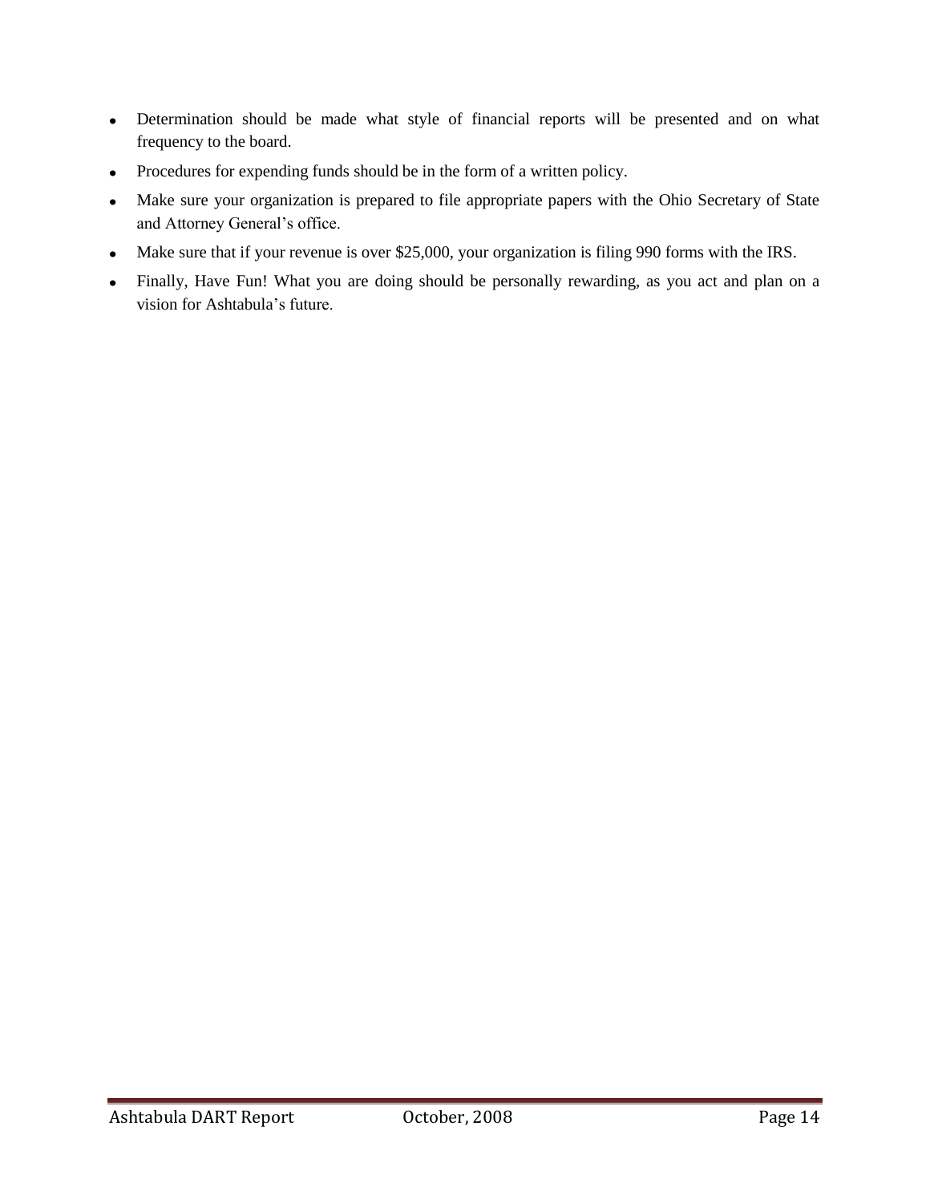- Determination should be made what style of financial reports will be presented and on what frequency to the board.
- Procedures for expending funds should be in the form of a written policy.
- Make sure your organization is prepared to file appropriate papers with the Ohio Secretary of State and Attorney General's office.
- Make sure that if your revenue is over $25,000, your organization is filing 990 forms with the IRS.
- Finally, Have Fun! What you are doing should be personally rewarding, as you act and plan on a vision for Ashtabula's future.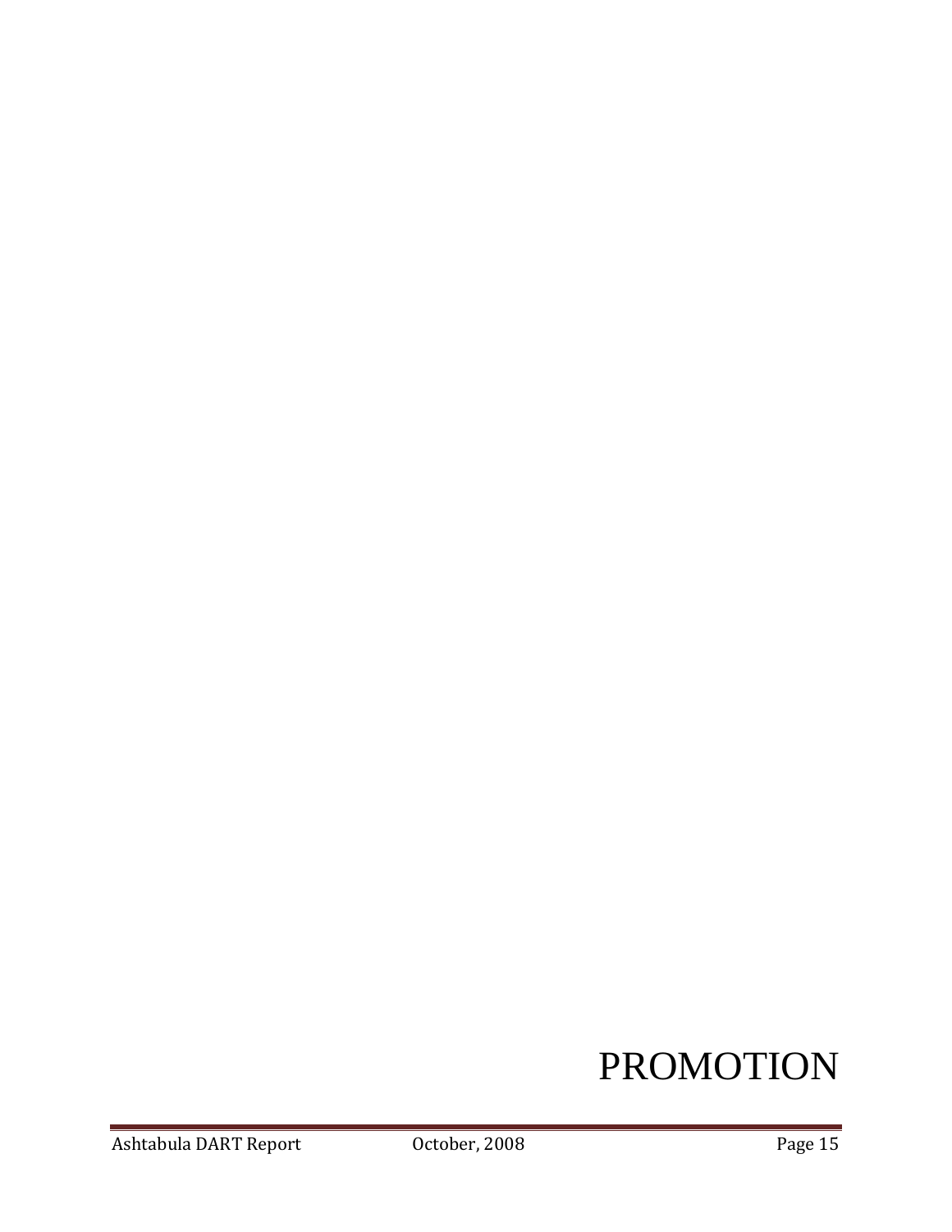# PROMOTION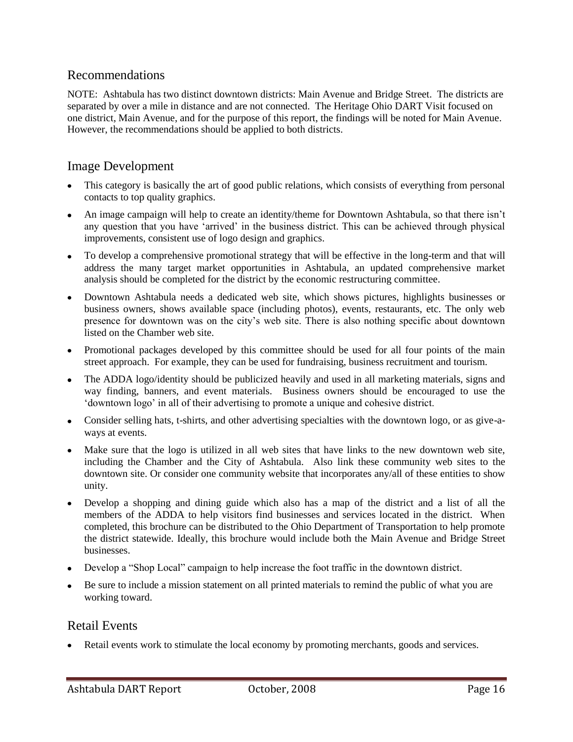## Recommendations

NOTE: Ashtabula has two distinct downtown districts: Main Avenue and Bridge Street. The districts are separated by over a mile in distance and are not connected. The Heritage Ohio DART Visit focused on one district, Main Avenue, and for the purpose of this report, the findings will be noted for Main Avenue. However, the recommendations should be applied to both districts.

## Image Development

- This category is basically the art of good public relations, which consists of everything from personal contacts to top quality graphics.
- An image campaign will help to create an identity/theme for Downtown Ashtabula, so that there isn't any question that you have 'arrived' in the business district. This can be achieved through physical improvements, consistent use of logo design and graphics.
- To develop a comprehensive promotional strategy that will be effective in the long-term and that will address the many target market opportunities in Ashtabula, an updated comprehensive market analysis should be completed for the district by the economic restructuring committee.
- Downtown Ashtabula needs a dedicated web site, which shows pictures, highlights businesses or business owners, shows available space (including photos), events, restaurants, etc. The only web presence for downtown was on the city's web site. There is also nothing specific about downtown listed on the Chamber web site.
- Promotional packages developed by this committee should be used for all four points of the main street approach. For example, they can be used for fundraising, business recruitment and tourism.
- The ADDA logo/identity should be publicized heavily and used in all marketing materials, signs and way finding, banners, and event materials. Business owners should be encouraged to use the 'downtown logo' in all of their advertising to promote a unique and cohesive district.
- Consider selling hats, t-shirts, and other advertising specialties with the downtown logo, or as give-a-ways at events.
- Make sure that the logo is utilized in all web sites that have links to the new downtown web site, including the Chamber and the City of Ashtabula. Also link these community web sites to the downtown site. Or consider one community website that incorporates any/all of these entities to show unity.
- Develop a shopping and dining guide which also has a map of the district and a list of all the members of the ADDA to help visitors find businesses and services located in the district. When completed, this brochure can be distributed to the Ohio Department of Transportation to help promote the district statewide. Ideally, this brochure would include both the Main Avenue and Bridge Street businesses.
- Develop a "Shop Local" campaign to help increase the foot traffic in the downtown district.
- Be sure to include a mission statement on all printed materials to remind the public of what you are working toward.

## Retail Events

- Retail events work to stimulate the local economy by promoting merchants, goods and services.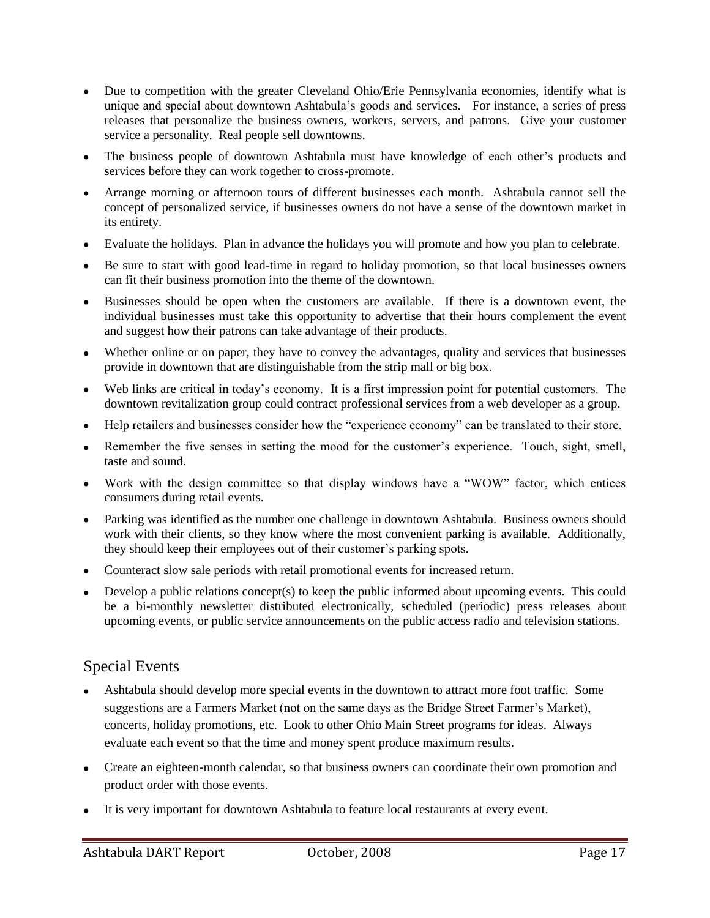- Due to competition with the greater Cleveland Ohio/Erie Pennsylvania economies, identify what is unique and special about downtown Ashtabula's goods and services. For instance, a series of press releases that personalize the business owners, workers, servers, and patrons. Give your customer service a personality. Real people sell downtowns.
- The business people of downtown Ashtabula must have knowledge of each other's products and services before they can work together to cross-promote.
- Arrange morning or afternoon tours of different businesses each month. Ashtabula cannot sell the concept of personalized service, if businesses owners do not have a sense of the downtown market in its entirety.
- Evaluate the holidays. Plan in advance the holidays you will promote and how you plan to celebrate.
- Be sure to start with good lead-time in regard to holiday promotion, so that local businesses owners can fit their business promotion into the theme of the downtown.
- Businesses should be open when the customers are available. If there is a downtown event, the individual businesses must take this opportunity to advertise that their hours complement the event and suggest how their patrons can take advantage of their products.
- Whether online or on paper, they have to convey the advantages, quality and services that businesses provide in downtown that are distinguishable from the strip mall or big box.
- Web links are critical in today's economy. It is a first impression point for potential customers. The downtown revitalization group could contract professional services from a web developer as a group.
- Help retailers and businesses consider how the "experience economy" can be translated to their store.
- Remember the five senses in setting the mood for the customer's experience. Touch, sight, smell, taste and sound.
- Work with the design committee so that display windows have a "WOW" factor, which entices consumers during retail events.
- Parking was identified as the number one challenge in downtown Ashtabula. Business owners should work with their clients, so they know where the most convenient parking is available. Additionally, they should keep their employees out of their customer's parking spots.
- Counteract slow sale periods with retail promotional events for increased return.
- Develop a public relations concept(s) to keep the public informed about upcoming events. This could be a bi-monthly newsletter distributed electronically, scheduled (periodic) press releases about upcoming events, or public service announcements on the public access radio and television stations.

## Special Events

- Ashtabula should develop more special events in the downtown to attract more foot traffic. Some suggestions are a Farmers Market (not on the same days as the Bridge Street Farmer's Market), concerts, holiday promotions, etc. Look to other Ohio Main Street programs for ideas. Always evaluate each event so that the time and money spent produce maximum results.
- Create an eighteen-month calendar, so that business owners can coordinate their own promotion and product order with those events.
- It is very important for downtown Ashtabula to feature local restaurants at every event.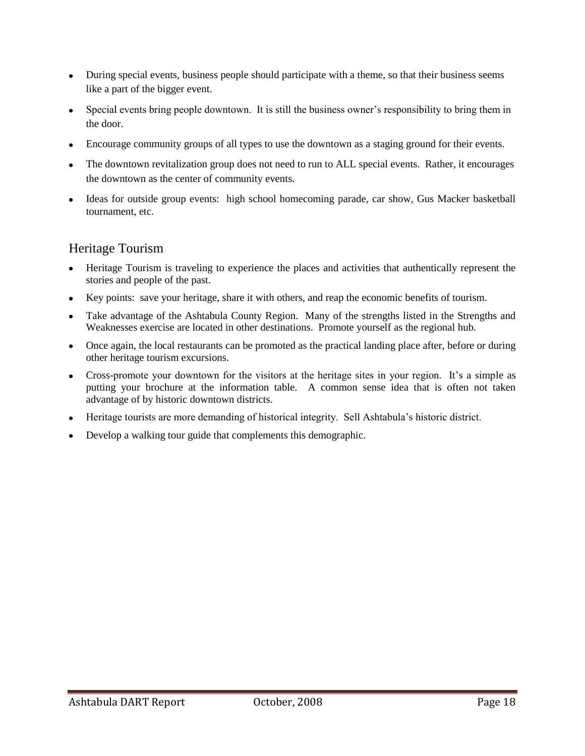- During special events, business people should participate with a theme, so that their business seems like a part of the bigger event.
- Special events bring people downtown. It is still the business owner's responsibility to bring them in the door.
- Encourage community groups of all types to use the downtown as a staging ground for their events.
- The downtown revitalization group does not need to run to ALL special events. Rather, it encourages the downtown as the center of community events.
- Ideas for outside group events: high school homecoming parade, car show, Gus Macker basketball tournament, etc.

## Heritage Tourism

- Heritage Tourism is traveling to experience the places and activities that authentically represent the stories and people of the past.
- Key points: save your heritage, share it with others, and reap the economic benefits of tourism.
- Take advantage of the Ashtabula County Region. Many of the strengths listed in the Strengths and Weaknesses exercise are located in other destinations. Promote yourself as the regional hub.
- Once again, the local restaurants can be promoted as the practical landing place after, before or during other heritage tourism excursions.
- Cross-promote your downtown for the visitors at the heritage sites in your region. It's a simple as putting your brochure at the information table. A common sense idea that is often not taken advantage of by historic downtown districts.
- Heritage tourists are more demanding of historical integrity. Sell Ashtabula's historic district.
- Develop a walking tour guide that complements this demographic.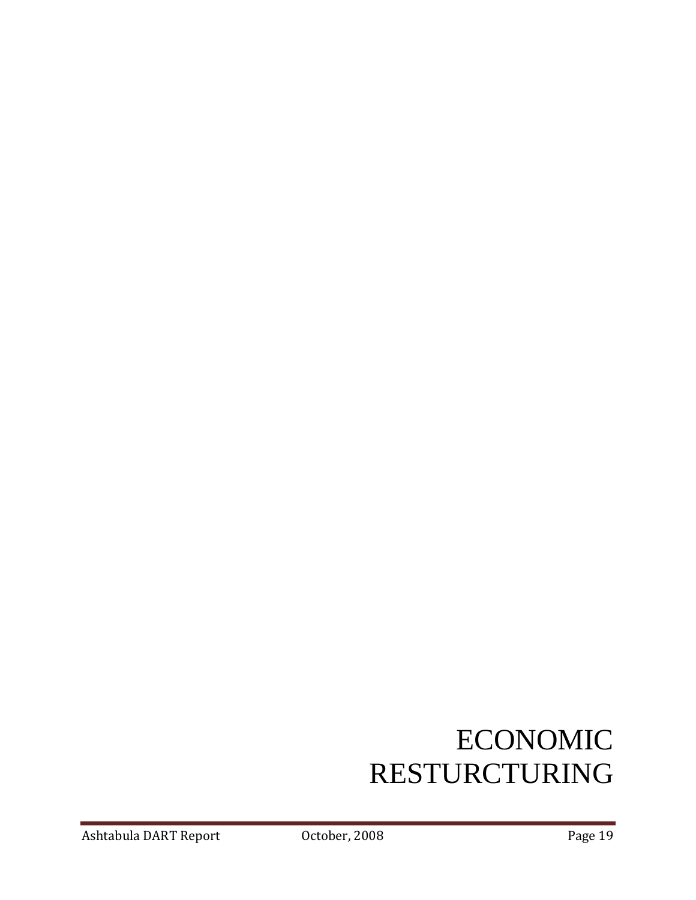# ECONOMIC RESTURCTURING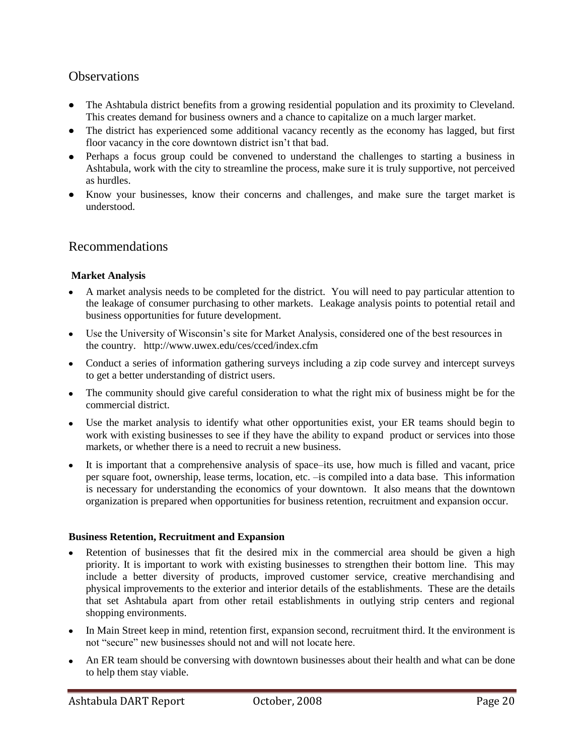## Observations

- The Ashtabula district benefits from a growing residential population and its proximity to Cleveland. This creates demand for business owners and a chance to capitalize on a much larger market.
- The district has experienced some additional vacancy recently as the economy has lagged, but first floor vacancy in the core downtown district isn't that bad.
- Perhaps a focus group could be convened to understand the challenges to starting a business in Ashtabula, work with the city to streamline the process, make sure it is truly supportive, not perceived as hurdles.
- Know your businesses, know their concerns and challenges, and make sure the target market is understood.

## Recommendations

**Market Analysis**

- A market analysis needs to be completed for the district. You will need to pay particular attention to the leakage of consumer purchasing to other markets. Leakage analysis points to potential retail and business opportunities for future development.
- Use the University of Wisconsin's site for Market Analysis, considered one of the best resources in the country. http://www.uwex.edu/ces/cced/index.cfm
- Conduct a series of information gathering surveys including a zip code survey and intercept surveys to get a better understanding of district users.
- The community should give careful consideration to what the right mix of business might be for the commercial district.
- Use the market analysis to identify what other opportunities exist, your ER teams should begin to work with existing businesses to see if they have the ability to expand product or services into those markets, or whether there is a need to recruit a new business.
- It is important that a comprehensive analysis of space–its use, how much is filled and vacant, price per square foot, ownership, lease terms, location, etc. –is compiled into a data base. This information is necessary for understanding the economics of your downtown. It also means that the downtown organization is prepared when opportunities for business retention, recruitment and expansion occur.

**Business Retention, Recruitment and Expansion**

- Retention of businesses that fit the desired mix in the commercial area should be given a high priority. It is important to work with existing businesses to strengthen their bottom line. This may include a better diversity of products, improved customer service, creative merchandising and physical improvements to the exterior and interior details of the establishments. These are the details that set Ashtabula apart from other retail establishments in outlying strip centers and regional shopping environments.
- In Main Street keep in mind, retention first, expansion second, recruitment third. It the environment is not "secure" new businesses should not and will not locate here.
- An ER team should be conversing with downtown businesses about their health and what can be done to help them stay viable.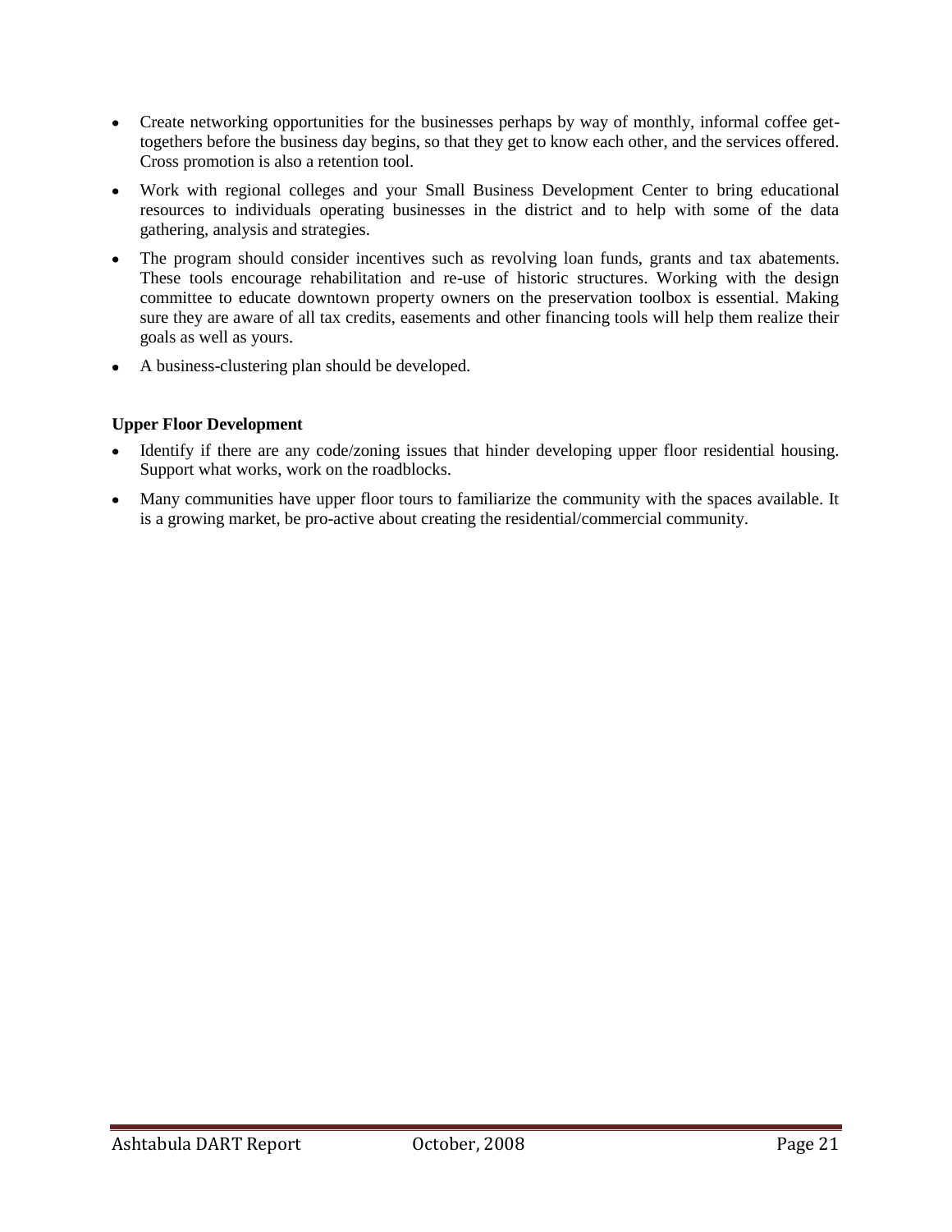- Create networking opportunities for the businesses perhaps by way of monthly, informal coffee get-togethers before the business day begins, so that they get to know each other, and the services offered. Cross promotion is also a retention tool.
- Work with regional colleges and your Small Business Development Center to bring educational resources to individuals operating businesses in the district and to help with some of the data gathering, analysis and strategies.
- The program should consider incentives such as revolving loan funds, grants and tax abatements. These tools encourage rehabilitation and re-use of historic structures. Working with the design committee to educate downtown property owners on the preservation toolbox is essential. Making sure they are aware of all tax credits, easements and other financing tools will help them realize their goals as well as yours.
- A business-clustering plan should be developed.

**Upper Floor Development**

- Identify if there are any code/zoning issues that hinder developing upper floor residential housing. Support what works, work on the roadblocks.
- Many communities have upper floor tours to familiarize the community with the spaces available. It is a growing market, be pro-active about creating the residential/commercial community.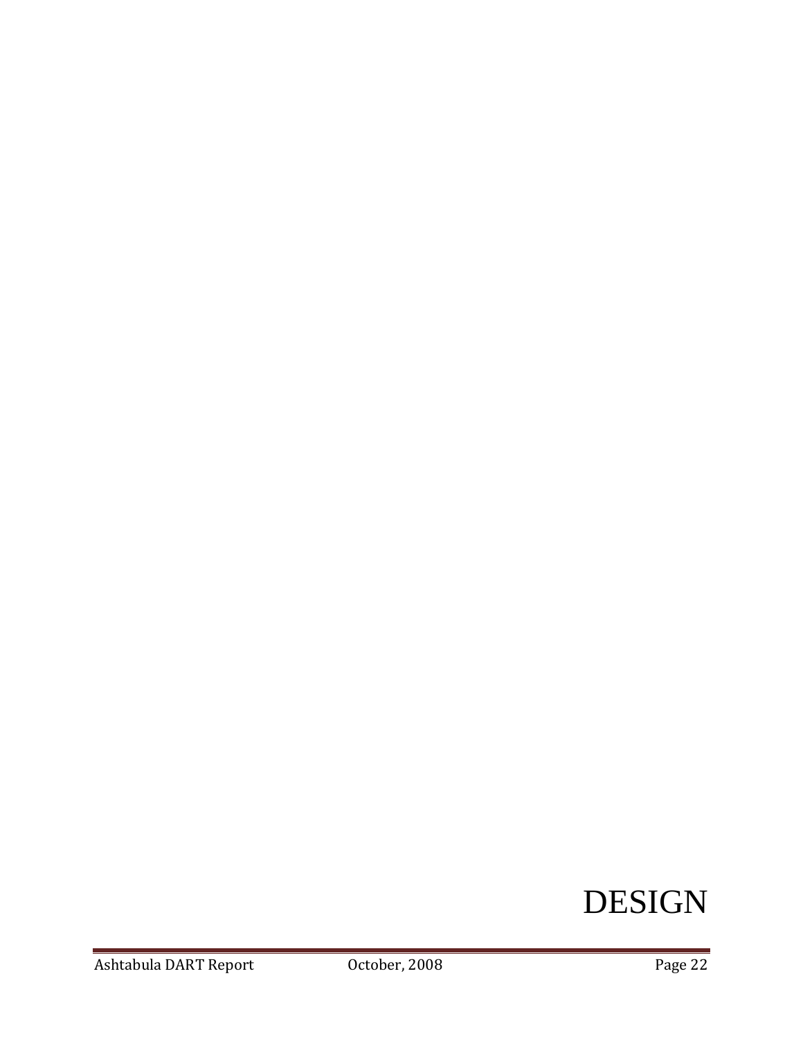# DESIGN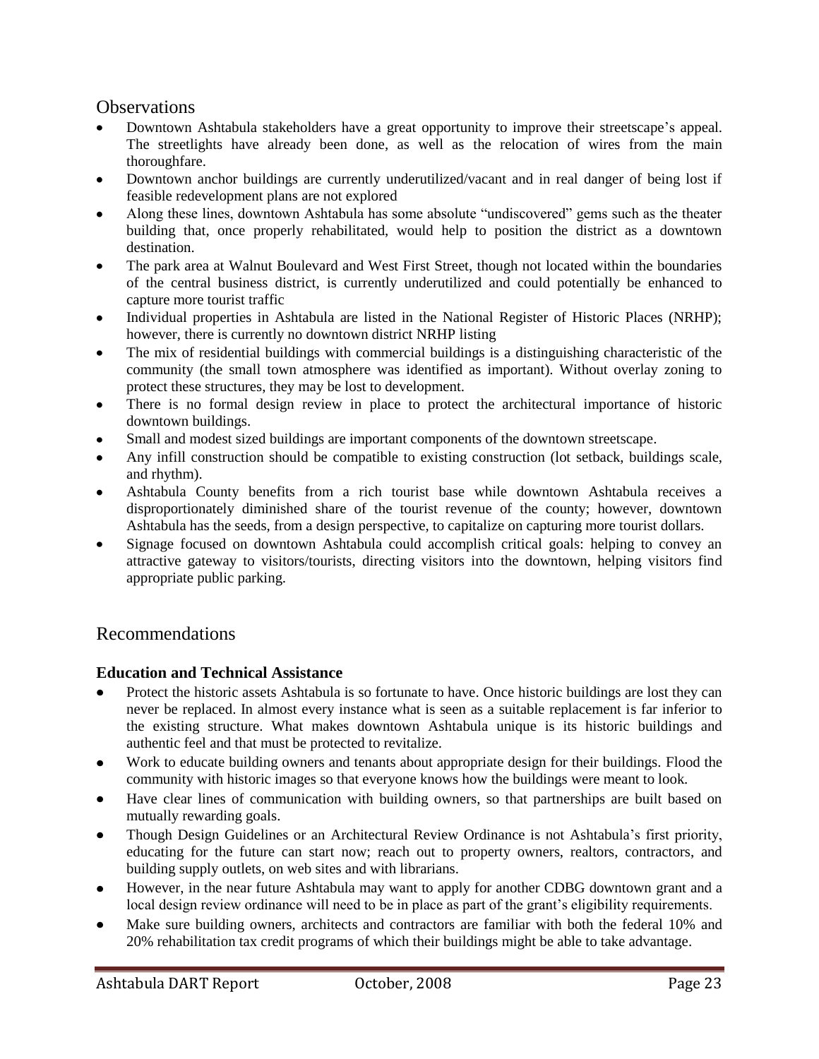## Observations

- Downtown Ashtabula stakeholders have a great opportunity to improve their streetscape's appeal. The streetlights have already been done, as well as the relocation of wires from the main thoroughfare.
- Downtown anchor buildings are currently underutilized/vacant and in real danger of being lost if feasible redevelopment plans are not explored
- Along these lines, downtown Ashtabula has some absolute "undiscovered" gems such as the theater building that, once properly rehabilitated, would help to position the district as a downtown destination.
- The park area at Walnut Boulevard and West First Street, though not located within the boundaries of the central business district, is currently underutilized and could potentially be enhanced to capture more tourist traffic
- Individual properties in Ashtabula are listed in the National Register of Historic Places (NRHP); however, there is currently no downtown district NRHP listing
- The mix of residential buildings with commercial buildings is a distinguishing characteristic of the community (the small town atmosphere was identified as important). Without overlay zoning to protect these structures, they may be lost to development.
- There is no formal design review in place to protect the architectural importance of historic downtown buildings.
- Small and modest sized buildings are important components of the downtown streetscape.
- Any infill construction should be compatible to existing construction (lot setback, buildings scale, and rhythm).
- Ashtabula County benefits from a rich tourist base while downtown Ashtabula receives a disproportionately diminished share of the tourist revenue of the county; however, downtown Ashtabula has the seeds, from a design perspective, to capitalize on capturing more tourist dollars.
- Signage focused on downtown Ashtabula could accomplish critical goals: helping to convey an attractive gateway to visitors/tourists, directing visitors into the downtown, helping visitors find appropriate public parking.

## Recommendations

### Education and Technical Assistance

- Protect the historic assets Ashtabula is so fortunate to have. Once historic buildings are lost they can never be replaced. In almost every instance what is seen as a suitable replacement is far inferior to the existing structure. What makes downtown Ashtabula unique is its historic buildings and authentic feel and that must be protected to revitalize.
- Work to educate building owners and tenants about appropriate design for their buildings. Flood the community with historic images so that everyone knows how the buildings were meant to look.
- Have clear lines of communication with building owners, so that partnerships are built based on mutually rewarding goals.
- Though Design Guidelines or an Architectural Review Ordinance is not Ashtabula's first priority, educating for the future can start now; reach out to property owners, realtors, contractors, and building supply outlets, on web sites and with librarians.
- However, in the near future Ashtabula may want to apply for another CDBG downtown grant and a local design review ordinance will need to be in place as part of the grant's eligibility requirements.
- Make sure building owners, architects and contractors are familiar with both the federal 10% and 20% rehabilitation tax credit programs of which their buildings might be able to take advantage.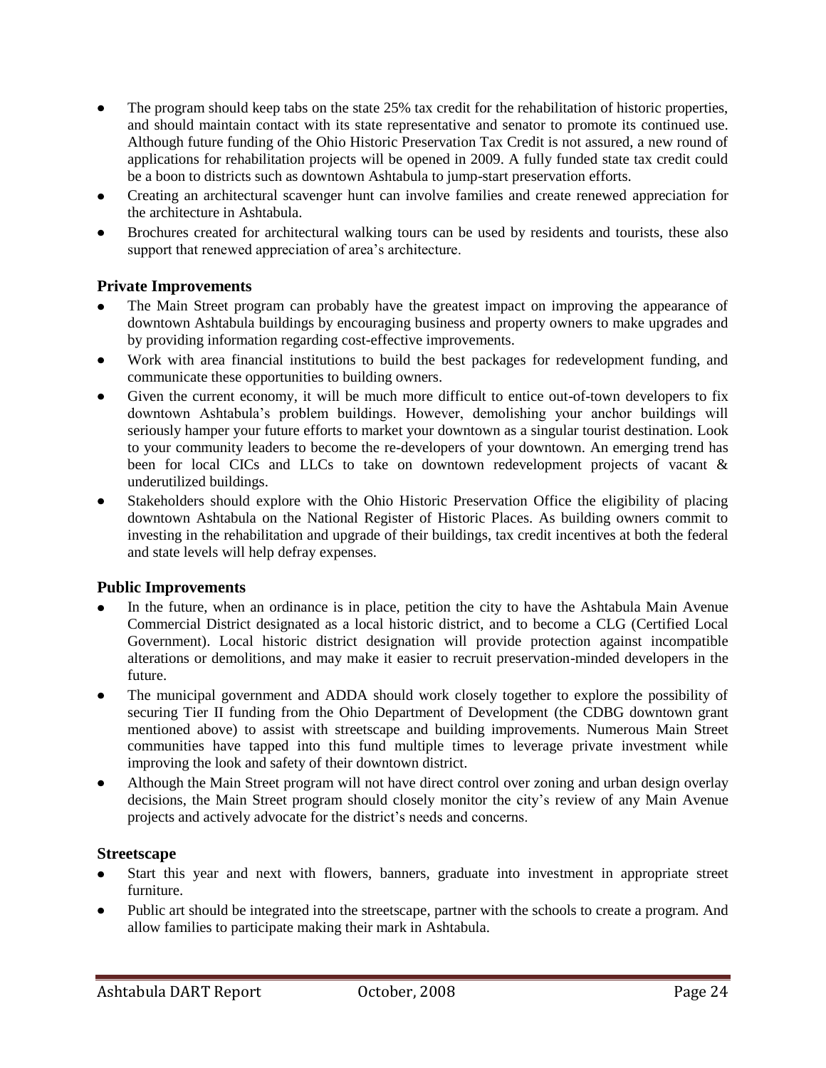- The program should keep tabs on the state 25% tax credit for the rehabilitation of historic properties, and should maintain contact with its state representative and senator to promote its continued use. Although future funding of the Ohio Historic Preservation Tax Credit is not assured, a new round of applications for rehabilitation projects will be opened in 2009. A fully funded state tax credit could be a boon to districts such as downtown Ashtabula to jump-start preservation efforts.
- Creating an architectural scavenger hunt can involve families and create renewed appreciation for the architecture in Ashtabula.
- Brochures created for architectural walking tours can be used by residents and tourists, these also support that renewed appreciation of area's architecture.

### Private Improvements

- The Main Street program can probably have the greatest impact on improving the appearance of downtown Ashtabula buildings by encouraging business and property owners to make upgrades and by providing information regarding cost-effective improvements.
- Work with area financial institutions to build the best packages for redevelopment funding, and communicate these opportunities to building owners.
- Given the current economy, it will be much more difficult to entice out-of-town developers to fix downtown Ashtabula's problem buildings. However, demolishing your anchor buildings will seriously hamper your future efforts to market your downtown as a singular tourist destination. Look to your community leaders to become the re-developers of your downtown. An emerging trend has been for local CICs and LLCs to take on downtown redevelopment projects of vacant & underutilized buildings.
- Stakeholders should explore with the Ohio Historic Preservation Office the eligibility of placing downtown Ashtabula on the National Register of Historic Places. As building owners commit to investing in the rehabilitation and upgrade of their buildings, tax credit incentives at both the federal and state levels will help defray expenses.

### Public Improvements

- In the future, when an ordinance is in place, petition the city to have the Ashtabula Main Avenue Commercial District designated as a local historic district, and to become a CLG (Certified Local Government). Local historic district designation will provide protection against incompatible alterations or demolitions, and may make it easier to recruit preservation-minded developers in the future.
- The municipal government and ADDA should work closely together to explore the possibility of securing Tier II funding from the Ohio Department of Development (the CDBG downtown grant mentioned above) to assist with streetscape and building improvements. Numerous Main Street communities have tapped into this fund multiple times to leverage private investment while improving the look and safety of their downtown district.
- Although the Main Street program will not have direct control over zoning and urban design overlay decisions, the Main Street program should closely monitor the city's review of any Main Avenue projects and actively advocate for the district's needs and concerns.

### Streetscape

- Start this year and next with flowers, banners, graduate into investment in appropriate street furniture.
- Public art should be integrated into the streetscape, partner with the schools to create a program. And allow families to participate making their mark in Ashtabula.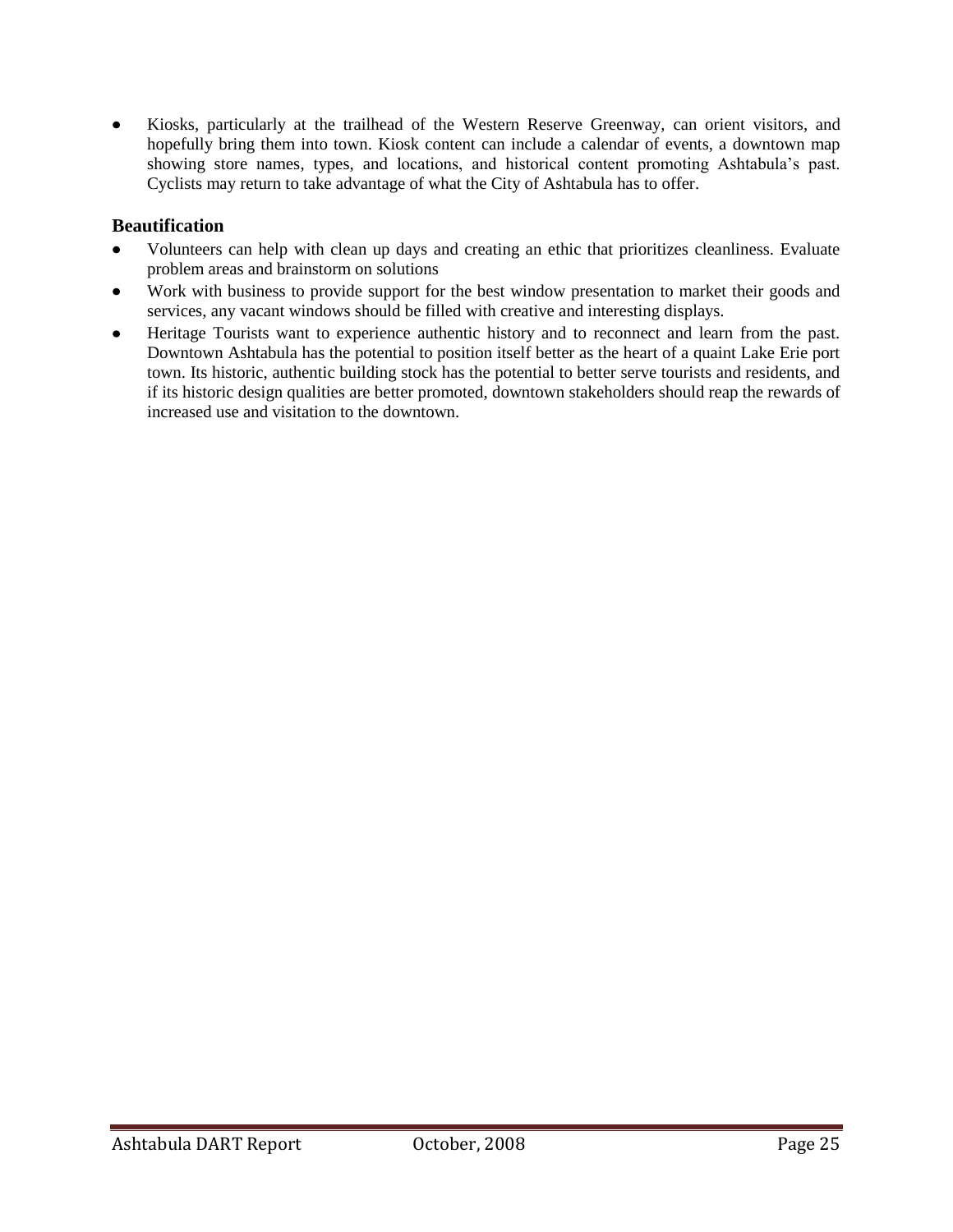- Kiosks, particularly at the trailhead of the Western Reserve Greenway, can orient visitors, and hopefully bring them into town. Kiosk content can include a calendar of events, a downtown map showing store names, types, and locations, and historical content promoting Ashtabula's past. Cyclists may return to take advantage of what the City of Ashtabula has to offer.

### Beautification

- Volunteers can help with clean up days and creating an ethic that prioritizes cleanliness. Evaluate problem areas and brainstorm on solutions
- Work with business to provide support for the best window presentation to market their goods and services, any vacant windows should be filled with creative and interesting displays.
- Heritage Tourists want to experience authentic history and to reconnect and learn from the past. Downtown Ashtabula has the potential to position itself better as the heart of a quaint Lake Erie port town. Its historic, authentic building stock has the potential to better serve tourists and residents, and if its historic design qualities are better promoted, downtown stakeholders should reap the rewards of increased use and visitation to the downtown.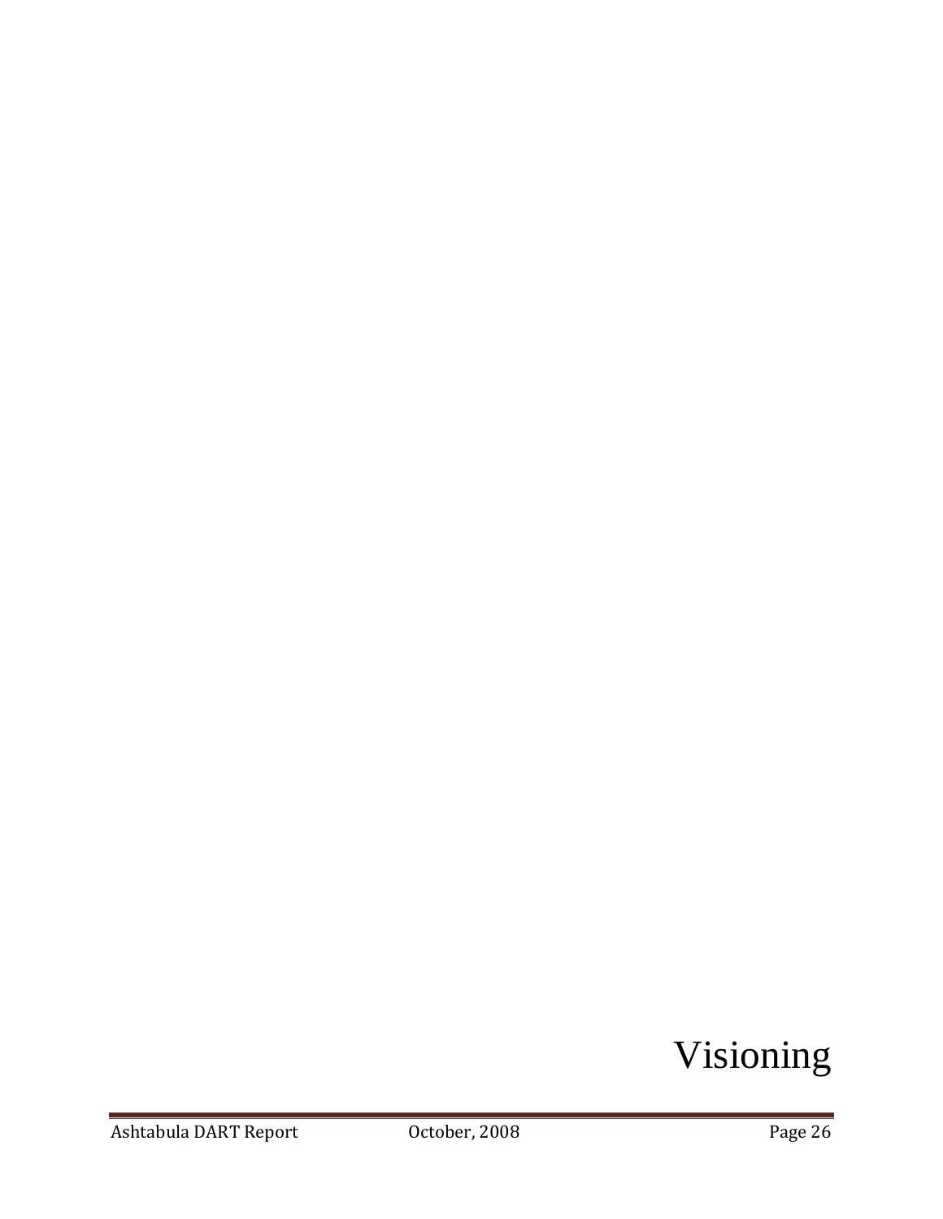# Visioning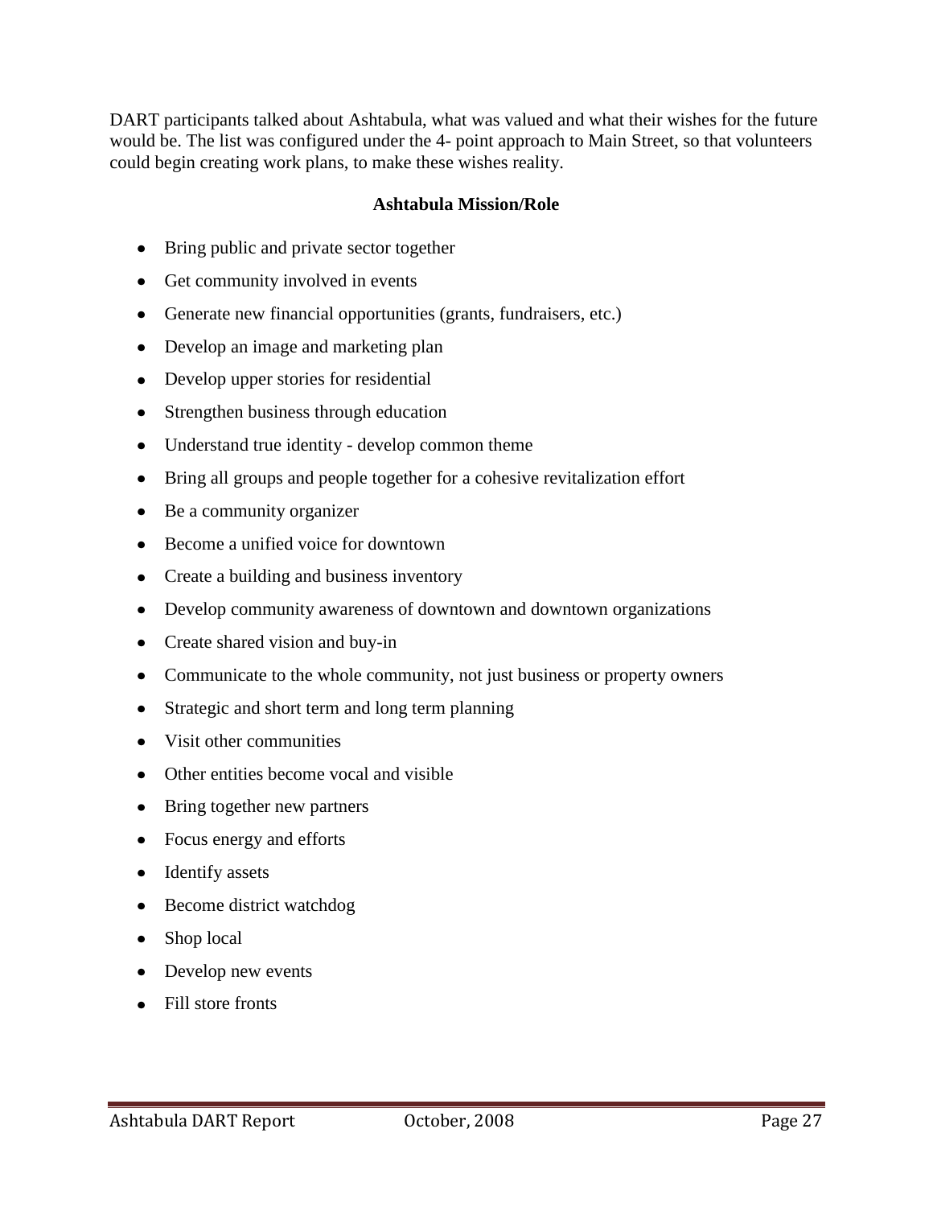DART participants talked about Ashtabula, what was valued and what their wishes for the future would be. The list was configured under the 4- point approach to Main Street, so that volunteers could begin creating work plans, to make these wishes reality.

**Ashtabula Mission/Role**

- Bring public and private sector together
- Get community involved in events
- Generate new financial opportunities (grants, fundraisers, etc.)
- Develop an image and marketing plan
- Develop upper stories for residential
- Strengthen business through education
- Understand true identity - develop common theme
- Bring all groups and people together for a cohesive revitalization effort
- Be a community organizer
- Become a unified voice for downtown
- Create a building and business inventory
- Develop community awareness of downtown and downtown organizations
- Create shared vision and buy-in
- Communicate to the whole community, not just business or property owners
- Strategic and short term and long term planning
- Visit other communities
- Other entities become vocal and visible
- Bring together new partners
- Focus energy and efforts
- Identify assets
- Become district watchdog
- Shop local
- Develop new events
- Fill store fronts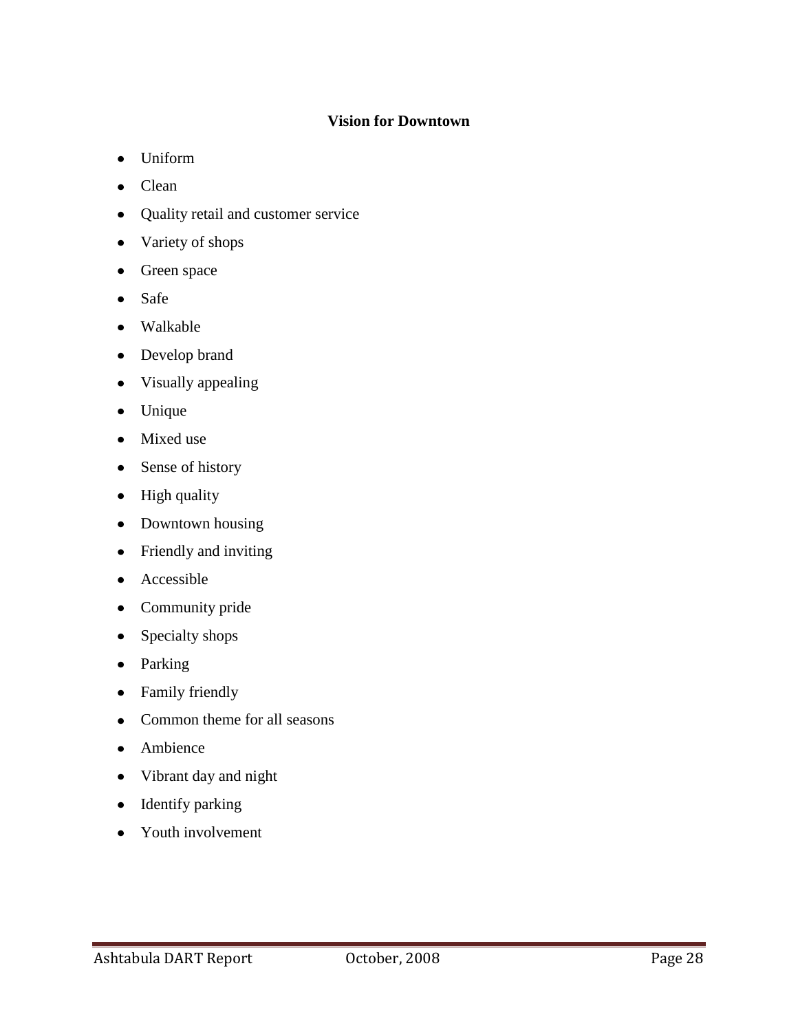### Vision for Downtown

- Uniform
- Clean
- Quality retail and customer service
- Variety of shops
- Green space
- Safe
- Walkable
- Develop brand
- Visually appealing
- Unique
- Mixed use
- Sense of history
- High quality
- Downtown housing
- Friendly and inviting
- Accessible
- Community pride
- Specialty shops
- Parking
- Family friendly
- Common theme for all seasons
- Ambience
- Vibrant day and night
- Identify parking
- Youth involvement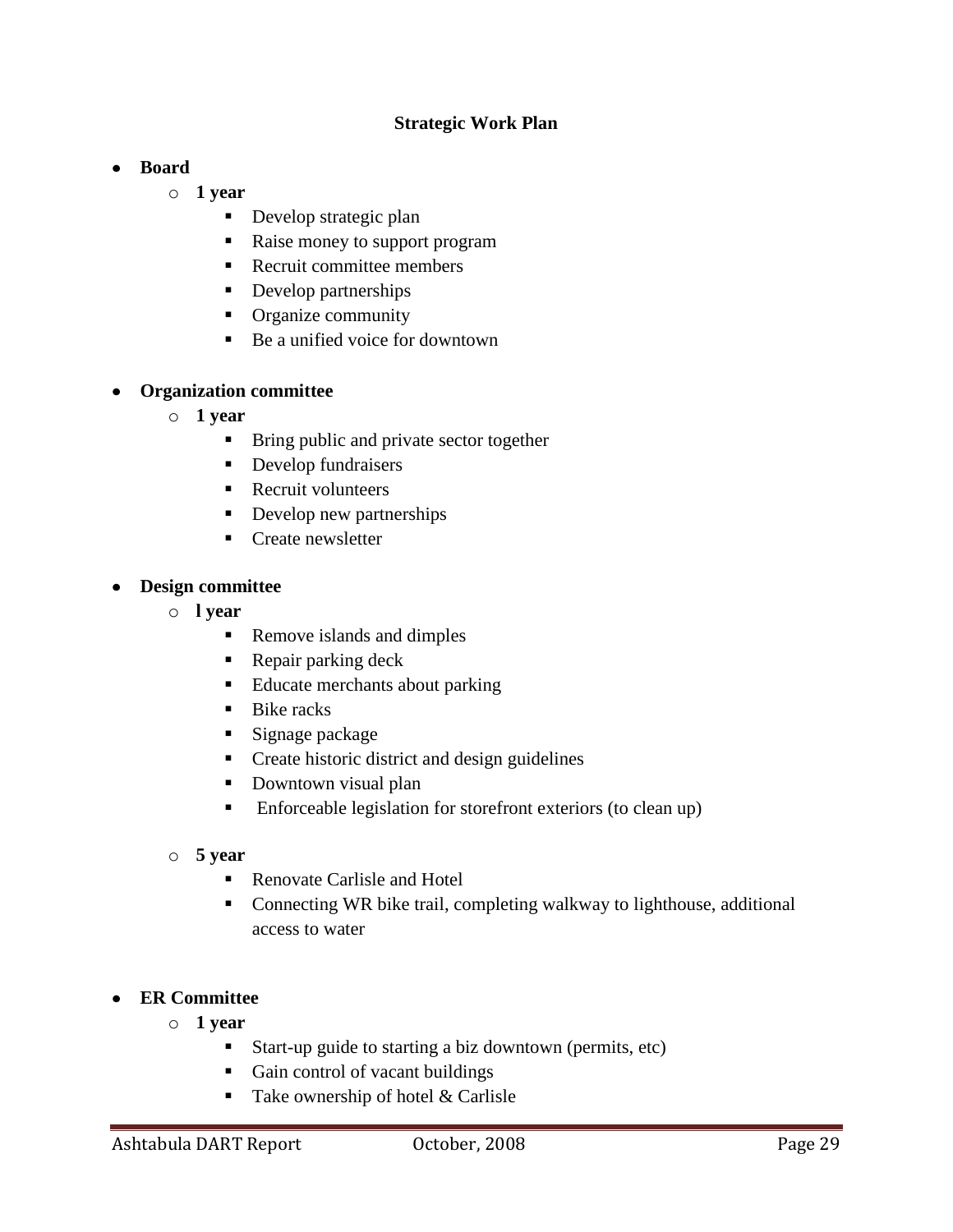## Strategic Work Plan

- **Board**
  - **1 year**
    - Develop strategic plan
    - Raise money to support program
    - Recruit committee members
    - Develop partnerships
    - Organize community
    - Be a unified voice for downtown

- **Organization committee**
  - **1 year**
    - Bring public and private sector together
    - Develop fundraisers
    - Recruit volunteers
    - Develop new partnerships
    - Create newsletter

- **Design committee**
  - **l year**
    - Remove islands and dimples
    - Repair parking deck
    - Educate merchants about parking
    - Bike racks
    - Signage package
    - Create historic district and design guidelines
    - Downtown visual plan
    - Enforceable legislation for storefront exteriors (to clean up)
  - **5 year**
    - Renovate Carlisle and Hotel
    - Connecting WR bike trail, completing walkway to lighthouse, additional access to water

- **ER Committee**
  - **1 year**
    - Start-up guide to starting a biz downtown (permits, etc)
    - Gain control of vacant buildings
    - Take ownership of hotel & Carlisle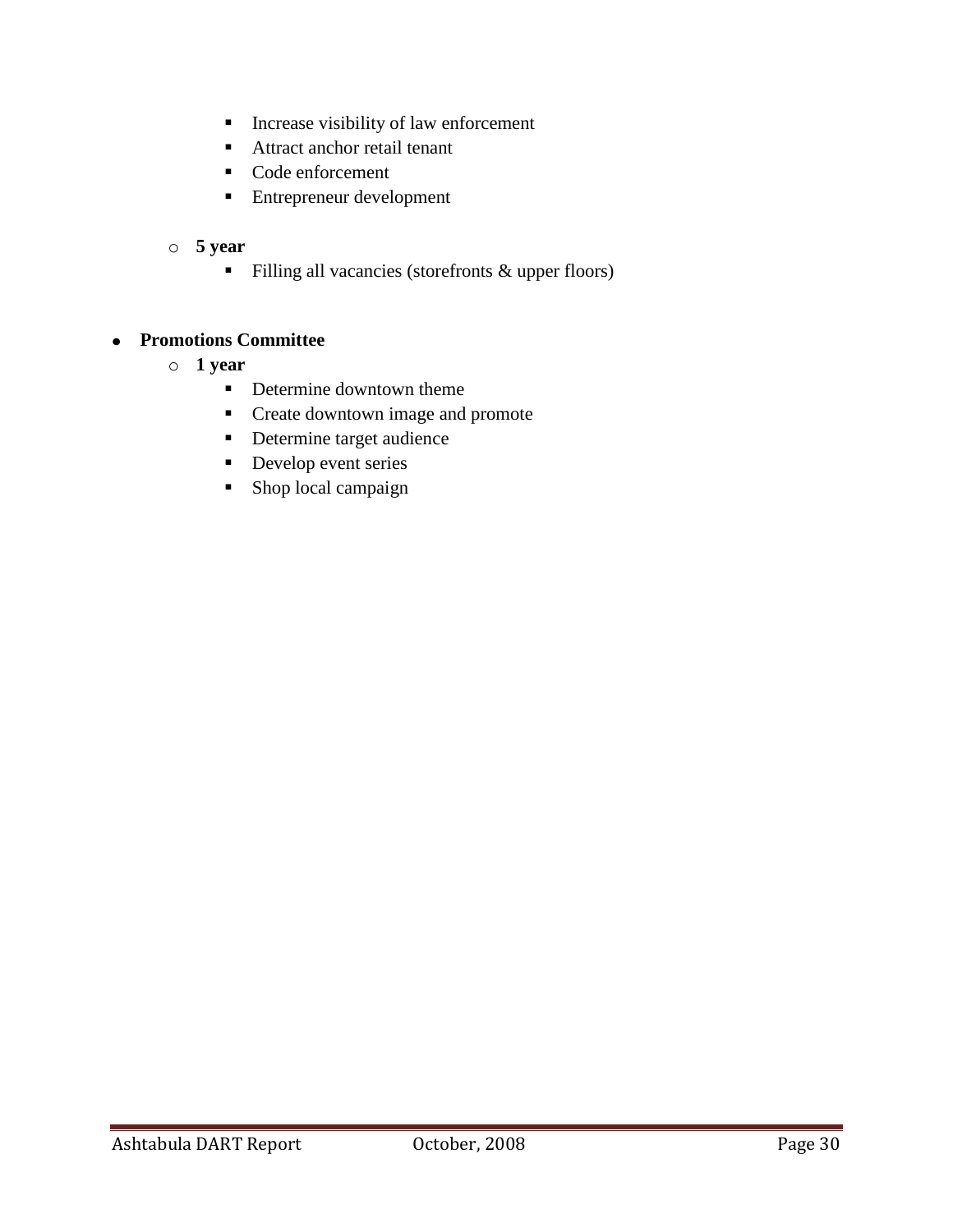- Increase visibility of law enforcement
        - Attract anchor retail tenant
        - Code enforcement
        - Entrepreneur development

    - **5 year**
        - Filling all vacancies (storefronts & upper floors)

- **Promotions Committee**
    - **1 year**
        - Determine downtown theme
        - Create downtown image and promote
        - Determine target audience
        - Develop event series
        - Shop local campaign